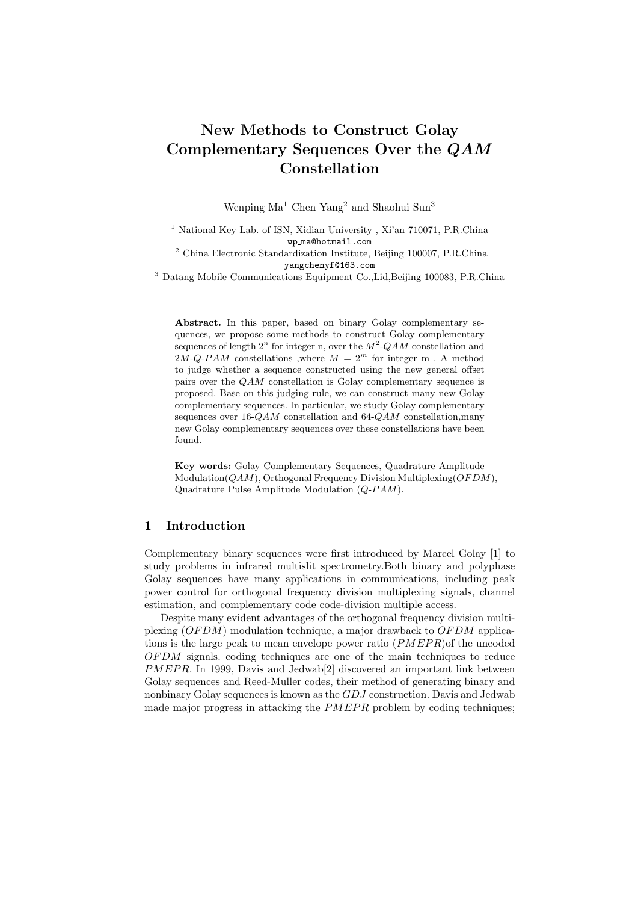# New Methods to Construct Golay Complementary Sequences Over the $QAM$ Constellation

Wenping Ma[1] Chen Yang[2] and Shaohui Sun[3]

[1] National Key Lab. of ISN, Xidian University , Xi'an 710071, P.R.China
wp_ma@hotmail.com

[2] China Electronic Standardization Institute, Beijing 100007, P.R.China
yangchenyf@163.com

[3] Datang Mobile Communications Equipment Co.,Lid,Beijing 100083, P.R.China

**Abstract.** In this paper, based on binary Golay complementary sequences, we propose some methods to construct Golay complementary sequences of length $2^n$ for integer n, over the $M^2$-$QAM$ constellation and $2M$-$Q$-$PAM$ constellations ,where $M = 2^m$ for integer m . A method to judge whether a sequence constructed using the new general offset pairs over the $QAM$ constellation is Golay complementary sequence is proposed. Base on this judging rule, we can construct many new Golay complementary sequences. In particular, we study Golay complementary sequences over 16-$QAM$ constellation and 64-$QAM$ constellation,many new Golay complementary sequences over these constellations have been found.

**Key words:** Golay Complementary Sequences, Quadrature Amplitude Modulation($QAM$), Orthogonal Frequency Division Multiplexing($OFDM$), Quadrature Pulse Amplitude Modulation ($Q$-$PAM$).

## 1 Introduction

Complementary binary sequences were first introduced by Marcel Golay [1] to study problems in infrared multislit spectrometry.Both binary and polyphase Golay sequences have many applications in communications, including peak power control for orthogonal frequency division multiplexing signals, channel estimation, and complementary code code-division multiple access.

Despite many evident advantages of the orthogonal frequency division multiplexing ($OFDM$) modulation technique, a major drawback to $OFDM$ applications is the large peak to mean envelope power ratio ($PMEPR$)of the uncoded $OFDM$ signals. coding techniques are one of the main techniques to reduce $PMEPR$. In 1999, Davis and Jedwab[2] discovered an important link between Golay sequences and Reed-Muller codes, their method of generating binary and nonbinary Golay sequences is known as the $GDJ$ construction. Davis and Jedwab made major progress in attacking the $PMEPR$ problem by coding techniques;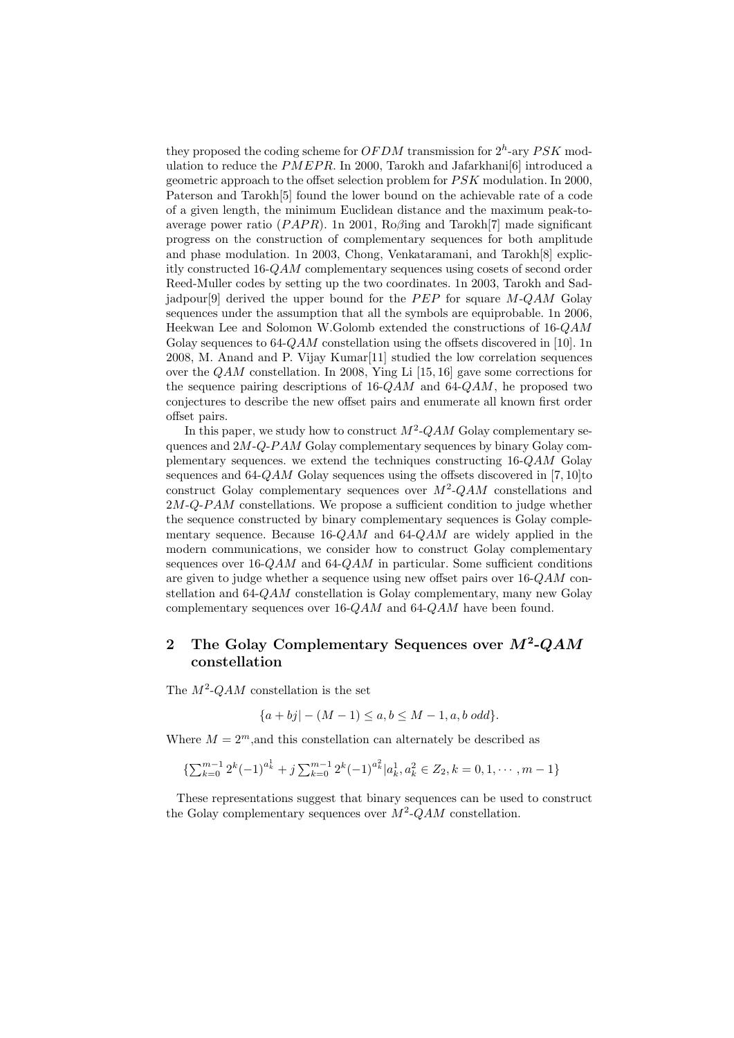they proposed the coding scheme for $OFDM$ transmission for $2^h$-ary $PSK$ modulation to reduce the $PMEPR$. In 2000, Tarokh and Jafarkhani[6] introduced a geometric approach to the offset selection problem for $PSK$ modulation. In 2000, Paterson and Tarokh[5] found the lower bound on the achievable rate of a code of a given length, the minimum Euclidean distance and the maximum peak-to-average power ratio ($PAPR$). 1n 2001, Roβing and Tarokh[7] made significant progress on the construction of complementary sequences for both amplitude and phase modulation. 1n 2003, Chong, Venkataramani, and Tarokh[8] explicitly constructed 16-$QAM$ complementary sequences using cosets of second order Reed-Muller codes by setting up the two coordinates. 1n 2003, Tarokh and Sadjadpour[9] derived the upper bound for the $PEP$ for square $M$-$QAM$ Golay sequences under the assumption that all the symbols are equiprobable. 1n 2006, Heekwan Lee and Solomon W.Golomb extended the constructions of 16-$QAM$ Golay sequences to 64-$QAM$ constellation using the offsets discovered in [10]. 1n 2008, M. Anand and P. Vijay Kumar[11] studied the low correlation sequences over the $QAM$ constellation. In 2008, Ying Li [15, 16] gave some corrections for the sequence pairing descriptions of 16-$QAM$ and 64-$QAM$, he proposed two conjectures to describe the new offset pairs and enumerate all known first order offset pairs.

In this paper, we study how to construct $M^2$-$QAM$ Golay complementary sequences and $2M$-$Q$-$PAM$ Golay complementary sequences by binary Golay complementary sequences. we extend the techniques constructing 16-$QAM$ Golay sequences and 64-$QAM$ Golay sequences using the offsets discovered in [7, 10]to construct Golay complementary sequences over $M^2$-$QAM$ constellations and $2M$-$Q$-$PAM$ constellations. We propose a sufficient condition to judge whether the sequence constructed by binary complementary sequences is Golay complementary sequence. Because 16-$QAM$ and 64-$QAM$ are widely applied in the modern communications, we consider how to construct Golay complementary sequences over 16-$QAM$ and 64-$QAM$ in particular. Some sufficient conditions are given to judge whether a sequence using new offset pairs over 16-$QAM$ constellation and 64-$QAM$ constellation is Golay complementary, many new Golay complementary sequences over 16-$QAM$ and 64-$QAM$ have been found.

## 2 The Golay Complementary Sequences over $M^2$-$QAM$ constellation

The $M^2$-$QAM$ constellation is the set

$$\{a + bj| - (M-1) \leq a, b \leq M-1, a, b \; odd\}.$$

Where $M = 2^m$,and this constellation can alternately be described as

$$\{\sum_{k=0}^{m-1} 2^k(-1)^{a_k^1} + j\sum_{k=0}^{m-1} 2^k(-1)^{a_k^2} | a_k^1, a_k^2 \in Z_2, k = 0, 1, \cdots, m-1\}$$

These representations suggest that binary sequences can be used to construct the Golay complementary sequences over $M^2$-$QAM$ constellation.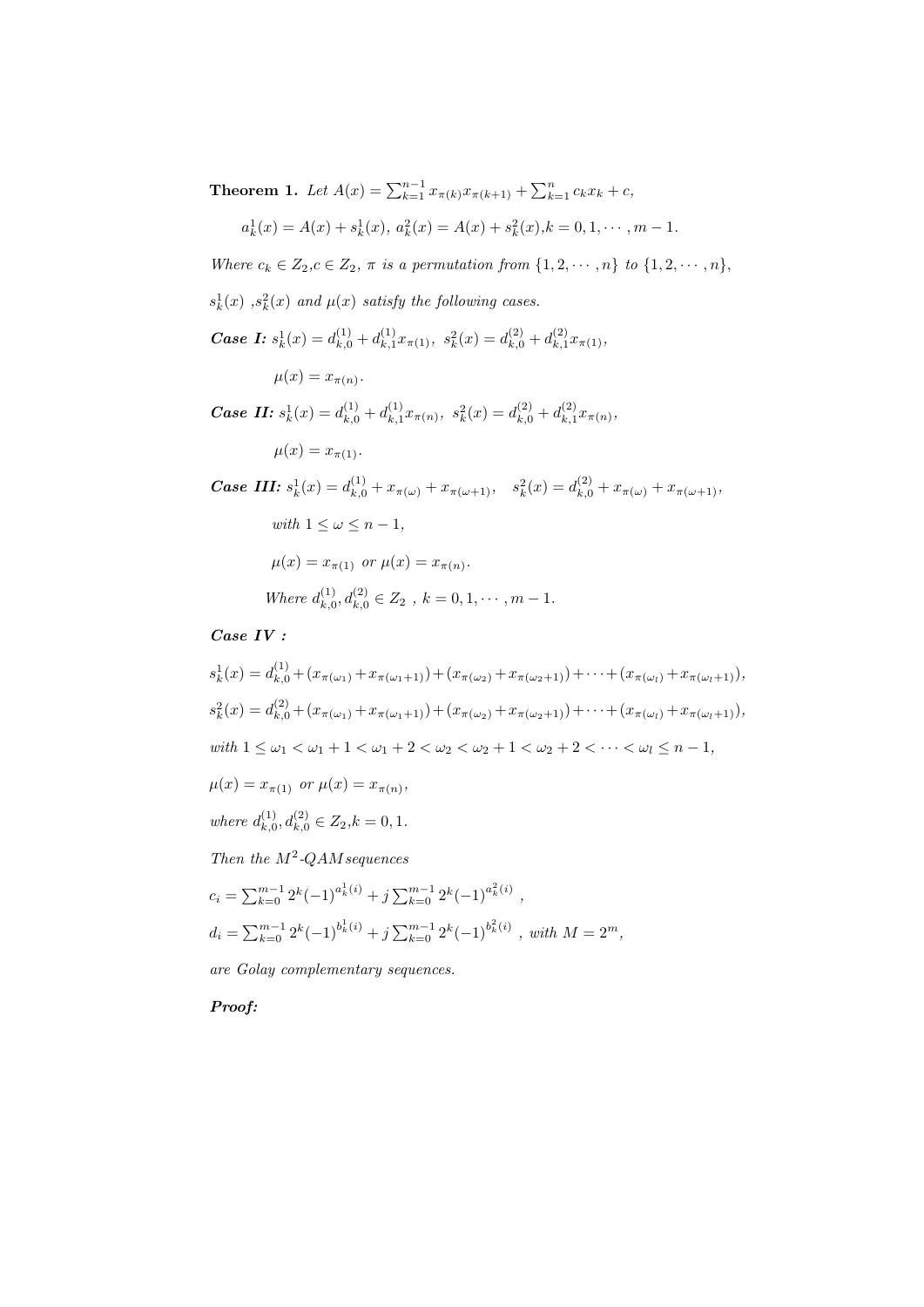**Theorem 1.** *Let* $A(x) = \sum_{k=1}^{n-1} x_{\pi(k)}x_{\pi(k+1)} + \sum_{k=1}^{n} c_k x_k + c$,

$a_k^1(x) = A(x) + s_k^1(x)$, $a_k^2(x) = A(x) + s_k^2(x)$,$k = 0, 1, \cdots, m-1$.

*Where* $c_k \in Z_2$,$c \in Z_2$, $\pi$ *is a permutation from* $\{1, 2, \cdots, n\}$ *to* $\{1, 2, \cdots, n\}$,

$s_k^1(x)$ ,$s_k^2(x)$ *and* $\mu(x)$ *satisfy the following cases.*

***Case I:*** $s_k^1(x) = d_{k,0}^{(1)} + d_{k,1}^{(1)} x_{\pi(1)}$, $s_k^2(x) = d_{k,0}^{(2)} + d_{k,1}^{(2)} x_{\pi(1)}$,

$\mu(x) = x_{\pi(n)}$.

***Case II:*** $s_k^1(x) = d_{k,0}^{(1)} + d_{k,1}^{(1)} x_{\pi(n)}$, $s_k^2(x) = d_{k,0}^{(2)} + d_{k,1}^{(2)} x_{\pi(n)}$,

$\mu(x) = x_{\pi(1)}$.

***Case III:*** $s_k^1(x) = d_{k,0}^{(1)} + x_{\pi(\omega)} + x_{\pi(\omega+1)}$, $s_k^2(x) = d_{k,0}^{(2)} + x_{\pi(\omega)} + x_{\pi(\omega+1)}$,

*with* $1 \leq \omega \leq n-1$,

$\mu(x) = x_{\pi(1)}$ *or* $\mu(x) = x_{\pi(n)}$.

*Where* $d_{k,0}^{(1)}, d_{k,0}^{(2)} \in Z_2$ , $k = 0, 1, \cdots, m-1$.

***Case IV :***

$s_k^1(x) = d_{k,0}^{(1)} + (x_{\pi(\omega_1)} + x_{\pi(\omega_1+1)}) + (x_{\pi(\omega_2)} + x_{\pi(\omega_2+1)}) + \cdots + (x_{\pi(\omega_l)} + x_{\pi(\omega_l+1)})$,

$s_k^2(x) = d_{k,0}^{(2)} + (x_{\pi(\omega_1)} + x_{\pi(\omega_1+1)}) + (x_{\pi(\omega_2)} + x_{\pi(\omega_2+1)}) + \cdots + (x_{\pi(\omega_l)} + x_{\pi(\omega_l+1)})$,

*with* $1 \leq \omega_1 < \omega_1 + 1 < \omega_1 + 2 < \omega_2 < \omega_2 + 1 < \omega_2 + 2 < \cdots < \omega_l \leq n-1$,

$\mu(x) = x_{\pi(1)}$ *or* $\mu(x) = x_{\pi(n)}$,

*where* $d_{k,0}^{(1)}, d_{k,0}^{(2)} \in Z_2$,$k = 0, 1$.

*Then the* $M^2$*-QAMsequences*

$c_i = \sum_{k=0}^{m-1} 2^k (-1)^{a_k^1(i)} + j \sum_{k=0}^{m-1} 2^k (-1)^{a_k^2(i)}$ ,

$d_i = \sum_{k=0}^{m-1} 2^k (-1)^{b_k^1(i)} + j \sum_{k=0}^{m-1} 2^k (-1)^{b_k^2(i)}$ , *with* $M = 2^m$,

*are Golay complementary sequences.*

***Proof:***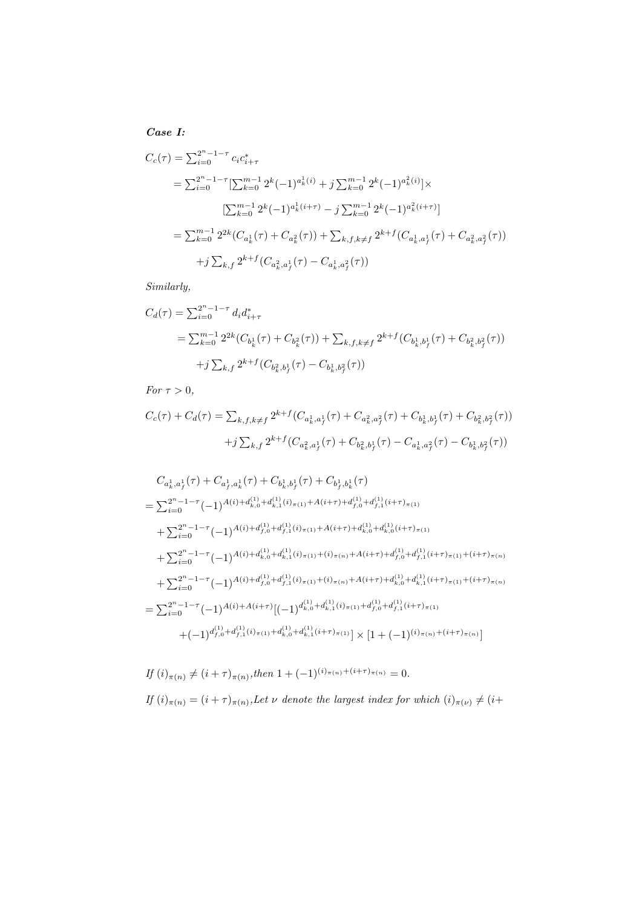***Case I:***

$$
\begin{aligned}
C_c(\tau) &= \sum_{i=0}^{2^n-1-\tau} c_i c_{i+\tau}^* \\
&= \sum_{i=0}^{2^n-1-\tau} [\sum_{k=0}^{m-1} 2^k (-1)^{a_k^1(i)} + j \sum_{k=0}^{m-1} 2^k (-1)^{a_k^2(i)}] \times \\
&\qquad [\sum_{k=0}^{m-1} 2^k (-1)^{a_k^1(i+\tau)} - j \sum_{k=0}^{m-1} 2^k (-1)^{a_k^2(i+\tau)}] \\
&= \sum_{k=0}^{m-1} 2^{2k} (C_{a_k^1}(\tau) + C_{a_k^2}(\tau)) + \sum_{k,f,k\neq f} 2^{k+f} (C_{a_k^1,a_f^1}(\tau) + C_{a_k^2,a_f^2}(\tau)) \\
&\quad + j \sum_{k,f} 2^{k+f} (C_{a_k^2,a_f^1}(\tau) - C_{a_k^1,a_f^2}(\tau))
\end{aligned}
$$

*Similarly,*

$$
\begin{aligned}
C_d(\tau) &= \sum_{i=0}^{2^n-1-\tau} d_i d_{i+\tau}^* \\
&= \sum_{k=0}^{m-1} 2^{2k} (C_{b_k^1}(\tau) + C_{b_k^2}(\tau)) + \sum_{k,f,k\neq f} 2^{k+f} (C_{b_k^1,b_f^1}(\tau) + C_{b_k^2,b_f^2}(\tau)) \\
&\quad + j \sum_{k,f} 2^{k+f} (C_{b_k^2,b_f^1}(\tau) - C_{b_k^1,b_f^2}(\tau))
\end{aligned}
$$

*For* $\tau > 0$,

$$
\begin{aligned}
C_c(\tau) + C_d(\tau) &= \sum_{k,f,k\neq f} 2^{k+f} (C_{a_k^1,a_f^1}(\tau) + C_{a_k^2,a_f^2}(\tau) + C_{b_k^1,b_f^1}(\tau) + C_{b_k^2,b_f^2}(\tau)) \\
&\quad + j \sum_{k,f} 2^{k+f} (C_{a_k^2,a_f^1}(\tau) + C_{b_k^2,b_f^1}(\tau) - C_{a_k^1,a_f^2}(\tau) - C_{b_k^1,b_f^2}(\tau))
\end{aligned}
$$

$$
\begin{aligned}
& C_{a_k^1,a_f^1}(\tau) + C_{a_f^1,a_k^1}(\tau) + C_{b_k^1,b_f^1}(\tau) + C_{b_f^1,b_k^1}(\tau) \\
&= \sum_{i=0}^{2^n-1-\tau} (-1)^{A(i)+d_{k,0}^{(1)}+d_{k,1}^{(1)}(i)_{\pi(1)}+A(i+\tau)+d_{f,0}^{(1)}+d_{f,1}^{(1)}(i+\tau)_{\pi(1)}} \\
&\quad + \sum_{i=0}^{2^n-1-\tau} (-1)^{A(i)+d_{f,0}^{(1)}+d_{f,1}^{(1)}(i)_{\pi(1)}+A(i+\tau)+d_{k,0}^{(1)}+d_{k,0}^{(1)}(i+\tau)_{\pi(1)}} \\
&\quad + \sum_{i=0}^{2^n-1-\tau} (-1)^{A(i)+d_{k,0}^{(1)}+d_{k,1}^{(1)}(i)_{\pi(1)}+(i)_{\pi(n)}+A(i+\tau)+d_{f,0}^{(1)}+d_{f,1}^{(1)}(i+\tau)_{\pi(1)}+(i+\tau)_{\pi(n)}} \\
&\quad + \sum_{i=0}^{2^n-1-\tau} (-1)^{A(i)+d_{f,0}^{(1)}+d_{f,1}^{(1)}(i)_{\pi(1)}+(i)_{\pi(n)}+A(i+\tau)+d_{k,0}^{(1)}+d_{k,1}^{(1)}(i+\tau)_{\pi(1)}+(i+\tau)_{\pi(n)}} \\
&= \sum_{i=0}^{2^n-1-\tau} (-1)^{A(i)+A(i+\tau)} [(-1)^{d_{k,0}^{(1)}+d_{k,1}^{(1)}(i)_{\pi(1)}+d_{f,0}^{(1)}+d_{f,1}^{(1)}(i+\tau)_{\pi(1)}} \\
&\qquad + (-1)^{d_{f,0}^{(1)}+d_{f,1}^{(1)}(i)_{\pi(1)}+d_{k,0}^{(1)}+d_{k,1}^{(1)}(i+\tau)_{\pi(1)}}] \times [1 + (-1)^{(i)_{\pi(n)}+(i+\tau)_{\pi(n)}}]
\end{aligned}
$$

*If* $(i)_{\pi(n)} \neq (i+\tau)_{\pi(n)}$,*then* $1 + (-1)^{(i)_{\pi(n)}+(i+\tau)_{\pi(n)}} = 0$.

*If* $(i)_{\pi(n)} = (i+\tau)_{\pi(n)}$,*Let* $\nu$ *denote the largest index for which* $(i)_{\pi(\nu)} \neq (i+$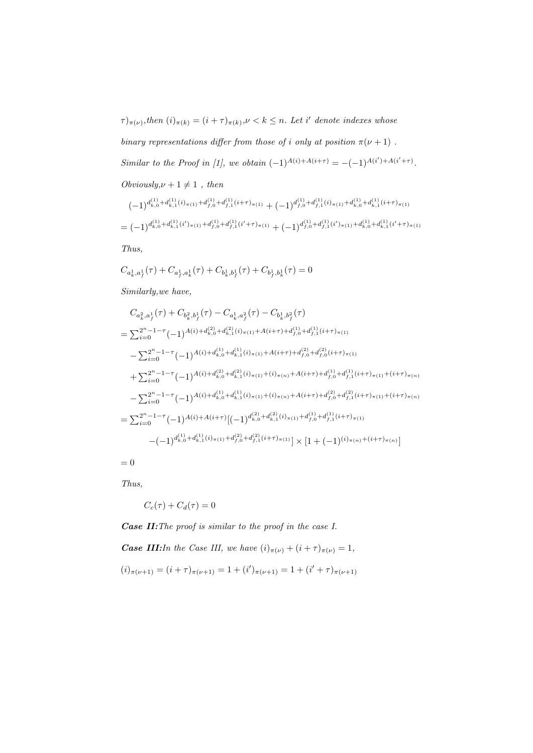$\tau)_{\pi(\nu)}$,*then* $(i)_{\pi(k)} = (i+\tau)_{\pi(k)}, \nu < k \leq n$. *Let* $i'$ *denote indexes whose binary representations differ from those of* $i$ *only at position* $\pi(\nu+1)$ .

*Similar to the Proof in [1], we obtain* $(-1)^{A(i)+A(i+\tau)} = -(-1)^{A(i')+A(i'+\tau)}$.

*Obviously,*$\nu + 1 \neq 1$ *, then*

$$(-1)^{d_{k,0}^{(1)}+d_{k,1}^{(1)}(i)_{\pi(1)}+d_{f,0}^{(1)}+d_{f,1}^{(1)}(i+\tau)_{\pi(1)}} + (-1)^{d_{f,0}^{(1)}+d_{f,1}^{(1)}(i)_{\pi(1)}+d_{k,0}^{(1)}+d_{k,1}^{(1)}(i+\tau)_{\pi(1)}}$$

$$= (-1)^{d_{k,0}^{(1)}+d_{k,1}^{(1)}(i')_{\pi(1)}+d_{f,0}^{(1)}+d_{f,1}^{(1)}(i'+\tau)_{\pi(1)}} + (-1)^{d_{f,0}^{(1)}+d_{f,1}^{(1)}(i')_{\pi(1)}+d_{k,0}^{(1)}+d_{k,1}^{(1)}(i'+\tau)_{\pi(1)}}$$

*Thus,*

$$C_{a_k^1,a_f^1}(\tau) + C_{a_f^1,a_k^1}(\tau) + C_{b_k^1,b_f^1}(\tau) + C_{b_f^1,b_k^1}(\tau) = 0$$

*Similarly,we have,*

$$\begin{aligned}
&C_{a_k^2,a_f^1}(\tau) + C_{b_k^2,b_f^1}(\tau) - C_{a_k^1,a_f^2}(\tau) - C_{b_k^1,b_f^2}(\tau) \\
&= \sum_{i=0}^{2^n-1-\tau}(-1)^{A(i)+d_{k,0}^{(2)}+d_{k,1}^{(2)}(i)_{\pi(1)}+A(i+\tau)+d_{f,0}^{(1)}+d_{f,1}^{(1)}(i+\tau)_{\pi(1)}} \\
&\quad - \sum_{i=0}^{2^n-1-\tau}(-1)^{A(i)+d_{k,0}^{(1)}+d_{k,1}^{(1)}(i)_{\pi(1)}+A(i+\tau)+d_{f,0}^{(2)}+d_{f,0}^{(2)}(i+\tau)_{\pi(1)}} \\
&\quad + \sum_{i=0}^{2^n-1-\tau}(-1)^{A(i)+d_{k,0}^{(2)}+d_{k,1}^{(2)}(i)_{\pi(1)}+(i)_{\pi(n)}+A(i+\tau)+d_{f,0}^{(1)}+d_{f,1}^{(1)}(i+\tau)_{\pi(1)}+(i+\tau)_{\pi(n)}} \\
&\quad - \sum_{i=0}^{2^n-1-\tau}(-1)^{A(i)+d_{k,0}^{(1)}+d_{k,1}^{(1)}(i)_{\pi(1)}+(i)_{\pi(n)}+A(i+\tau)+d_{f,0}^{(2)}+d_{f,1}^{(2)}(i+\tau)_{\pi(1)}+(i+\tau)_{\pi(n)}} \\
&= \sum_{i=0}^{2^n-1-\tau}(-1)^{A(i)+A(i+\tau)}\big[(-1)^{d_{k,0}^{(2)}+d_{k,1}^{(2)}(i)_{\pi(1)}+d_{f,0}^{(1)}+d_{f,1}^{(1)}(i+\tau)_{\pi(1)}} \\
&\qquad -(-1)^{d_{k,0}^{(1)}+d_{k,1}^{(1)}(i)_{\pi(1)}+d_{f,0}^{(2)}+d_{f,1}^{(2)}(i+\tau)_{\pi(1)}}\big] \times \big[1+(-1)^{(i)_{\pi(n)}+(i+\tau)_{\pi(n)}}\big] \\
&= 0
\end{aligned}$$

*Thus,*

$$C_c(\tau) + C_d(\tau) = 0$$

***Case II:****The proof is similar to the proof in the case I.*

***Case III:****In the Case III, we have* $(i)_{\pi(\nu)} + (i+\tau)_{\pi(\nu)} = 1$,

$(i)_{\pi(\nu+1)} = (i+\tau)_{\pi(\nu+1)} = 1 + (i')_{\pi(\nu+1)} = 1 + (i'+\tau)_{\pi(\nu+1)}$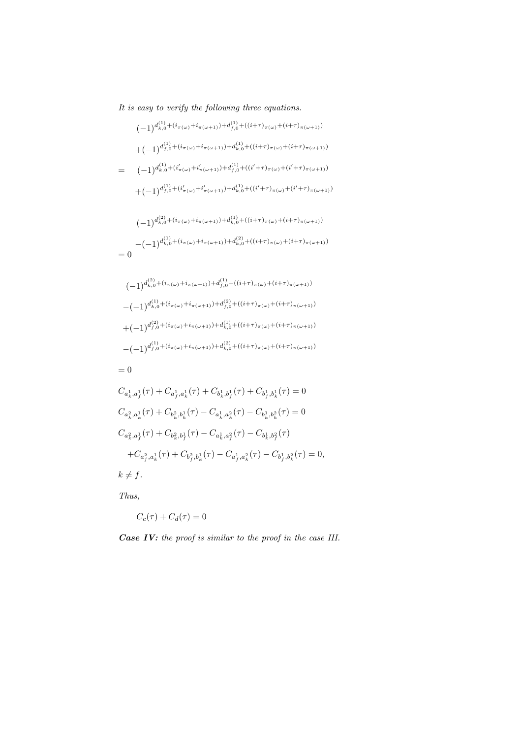*It is easy to verify the following three equations.*

$$
\begin{aligned}
&(-1)^{d_{k,0}^{(1)}+(i_{\pi(\omega)}+i_{\pi(\omega+1)})+d_{f,0}^{(1)}+((i+\tau)_{\pi(\omega)}+(i+\tau)_{\pi(\omega+1)})} \\
&+(-1)^{d_{f,0}^{(1)}+(i_{\pi(\omega)}+i_{\pi(\omega+1)})+d_{k,0}^{(1)}+((i+\tau)_{\pi(\omega)}+(i+\tau)_{\pi(\omega+1)})} \\
= \quad &(-1)^{d_{k,0}^{(1)}+(i'_{\pi(\omega)}+i'_{\pi(\omega+1)})+d_{f,0}^{(1)}+((i'+\tau)_{\pi(\omega)}+(i'+\tau)_{\pi(\omega+1)})} \\
&+(-1)^{d_{f,0}^{(1)}+(i'_{\pi(\omega)}+i'_{\pi(\omega+1)})+d_{k,0}^{(1)}+((i'+\tau)_{\pi(\omega)}+(i'+\tau)_{\pi(\omega+1)})}
\end{aligned}
$$

$$
\begin{aligned}
&(-1)^{d_{k,0}^{(2)}+(i_{\pi(\omega)}+i_{\pi(\omega+1)})+d_{k,0}^{(1)}+((i+\tau)_{\pi(\omega)}+(i+\tau)_{\pi(\omega+1)})} \\
&-(-1)^{d_{k,0}^{(1)}+(i_{\pi(\omega)}+i_{\pi(\omega+1)})+d_{k,0}^{(2)}+((i+\tau)_{\pi(\omega)}+(i+\tau)_{\pi(\omega+1)})} \\
= 0 &
\end{aligned}
$$

$$
\begin{aligned}
&(-1)^{d_{k,0}^{(2)}+(i_{\pi(\omega)}+i_{\pi(\omega+1)})+d_{f,0}^{(1)}+((i+\tau)_{\pi(\omega)}+(i+\tau)_{\pi(\omega+1)})} \\
&-(-1)^{d_{k,0}^{(1)}+(i_{\pi(\omega)}+i_{\pi(\omega+1)})+d_{f,0}^{(2)}+((i+\tau)_{\pi(\omega)}+(i+\tau)_{\pi(\omega+1)})} \\
&+(-1)^{d_{f,0}^{(2)}+(i_{\pi(\omega)}+i_{\pi(\omega+1)})+d_{k,0}^{(1)}+((i+\tau)_{\pi(\omega)}+(i+\tau)_{\pi(\omega+1)})} \\
&-(-1)^{d_{f,0}^{(1)}+(i_{\pi(\omega)}+i_{\pi(\omega+1)})+d_{k,0}^{(2)}+((i+\tau)_{\pi(\omega)}+(i+\tau)_{\pi(\omega+1)})} \\
= 0 &
\end{aligned}
$$

$$
\begin{aligned}
&C_{a_k^1,a_f^1}(\tau)+C_{a_f^1,a_k^1}(\tau)+C_{b_k^1,b_f^1}(\tau)+C_{b_f^1,b_k^1}(\tau)=0 \\
&C_{a_k^2,a_k^1}(\tau)+C_{b_k^2,b_k^1}(\tau)-C_{a_k^1,a_k^2}(\tau)-C_{b_k^1,b_k^2}(\tau)=0 \\
&C_{a_k^2,a_f^1}(\tau)+C_{b_k^2,b_f^1}(\tau)-C_{a_k^1,a_f^2}(\tau)-C_{b_k^1,b_f^2}(\tau) \\
&\quad +C_{a_f^2,a_k^1}(\tau)+C_{b_f^2,b_k^1}(\tau)-C_{a_f^1,a_k^2}(\tau)-C_{b_f^1,b_k^2}(\tau)=0, \\
&k \neq f.
\end{aligned}
$$

*Thus,*

$$C_c(\tau)+C_d(\tau)=0$$

***Case IV:*** *the proof is similar to the proof in the case III.*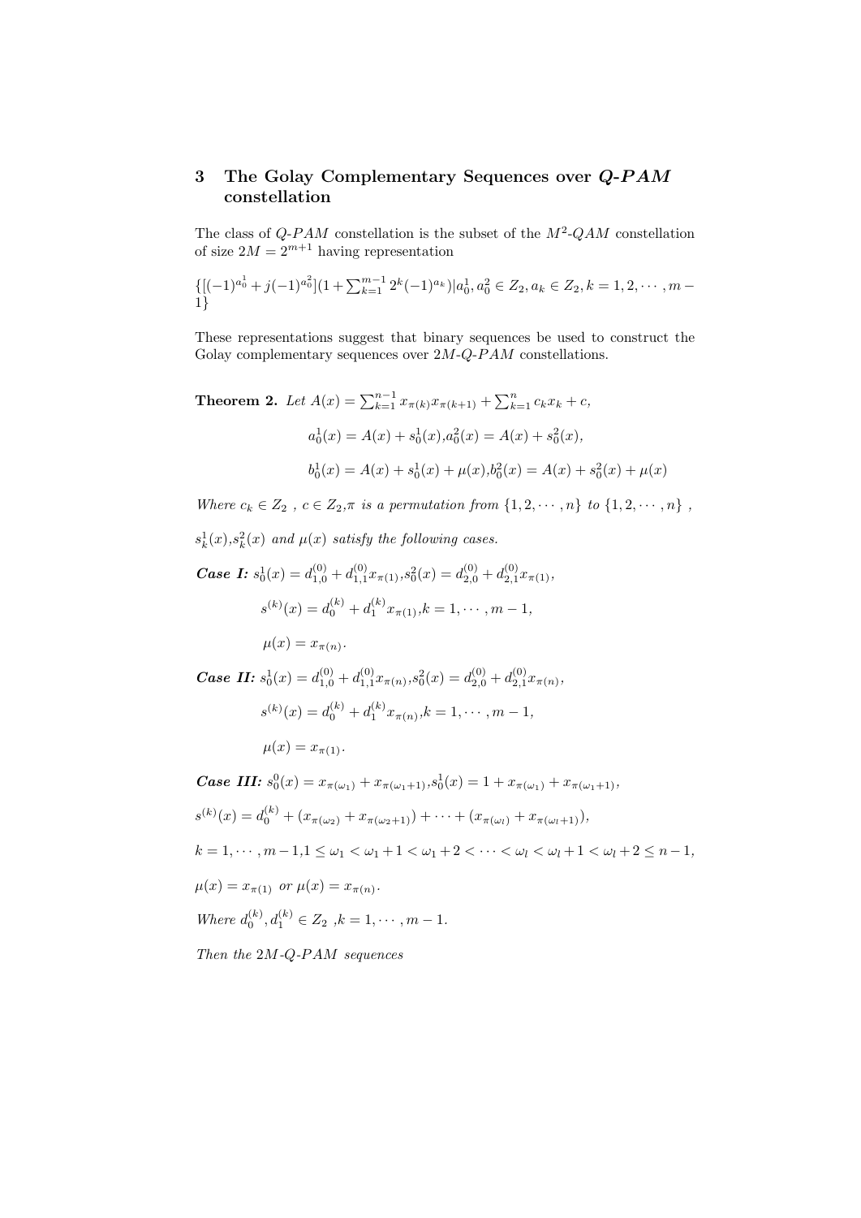## 3 The Golay Complementary Sequences over *Q-PAM* constellation

The class of *Q-PAM* constellation is the subset of the $M^2$-*QAM* constellation of size $2M = 2^{m+1}$ having representation

$\{[(-1)^{a_0^1} + j(-1)^{a_0^2}](1 + \sum_{k=1}^{m-1} 2^k(-1)^{a_k})|a_0^1, a_0^2 \in Z_2, a_k \in Z_2, k = 1, 2, \cdots, m - 1\}$

These representations suggest that binary sequences be used to construct the Golay complementary sequences over $2M$-*Q-PAM* constellations.

**Theorem 2.** *Let* $A(x) = \sum_{k=1}^{n-1} x_{\pi(k)} x_{\pi(k+1)} + \sum_{k=1}^{n} c_k x_k + c$,

$$a_0^1(x) = A(x) + s_0^1(x), a_0^2(x) = A(x) + s_0^2(x),$$

$$b_0^1(x) = A(x) + s_0^1(x) + \mu(x), b_0^2(x) = A(x) + s_0^2(x) + \mu(x)$$

*Where* $c_k \in Z_2$ , $c \in Z_2$, $\pi$ *is a permutation from* $\{1, 2, \cdots, n\}$ *to* $\{1, 2, \cdots, n\}$ , $s_k^1(x)$, $s_k^2(x)$ *and* $\mu(x)$ *satisfy the following cases.*

***Case I:*** $s_0^1(x) = d_{1,0}^{(0)} + d_{1,1}^{(0)} x_{\pi(1)}, s_0^2(x) = d_{2,0}^{(0)} + d_{2,1}^{(0)} x_{\pi(1)}$,

$$s^{(k)}(x) = d_0^{(k)} + d_1^{(k)} x_{\pi(1)}, k = 1, \cdots, m - 1,$$

$$\mu(x) = x_{\pi(n)}.$$

***Case II:*** $s_0^1(x) = d_{1,0}^{(0)} + d_{1,1}^{(0)} x_{\pi(n)}, s_0^2(x) = d_{2,0}^{(0)} + d_{2,1}^{(0)} x_{\pi(n)}$,

$$s^{(k)}(x) = d_0^{(k)} + d_1^{(k)} x_{\pi(n)}, k = 1, \cdots, m - 1,$$

$$\mu(x) = x_{\pi(1)}.$$

***Case III:*** $s_0^0(x) = x_{\pi(\omega_1)} + x_{\pi(\omega_1+1)}, s_0^1(x) = 1 + x_{\pi(\omega_1)} + x_{\pi(\omega_1+1)}$,

$s^{(k)}(x) = d_0^{(k)} + (x_{\pi(\omega_2)} + x_{\pi(\omega_2+1)}) + \cdots + (x_{\pi(\omega_l)} + x_{\pi(\omega_l+1)})$,

$k = 1, \cdots, m-1, 1 \leq \omega_1 < \omega_1 + 1 < \omega_1 + 2 < \cdots < \omega_l < \omega_l + 1 < \omega_l + 2 \leq n - 1$,

$\mu(x) = x_{\pi(1)}$ *or* $\mu(x) = x_{\pi(n)}$.

*Where* $d_0^{(k)}, d_1^{(k)} \in Z_2$ , $k = 1, \cdots, m - 1$.

*Then the* $2M$-*Q-PAM sequences*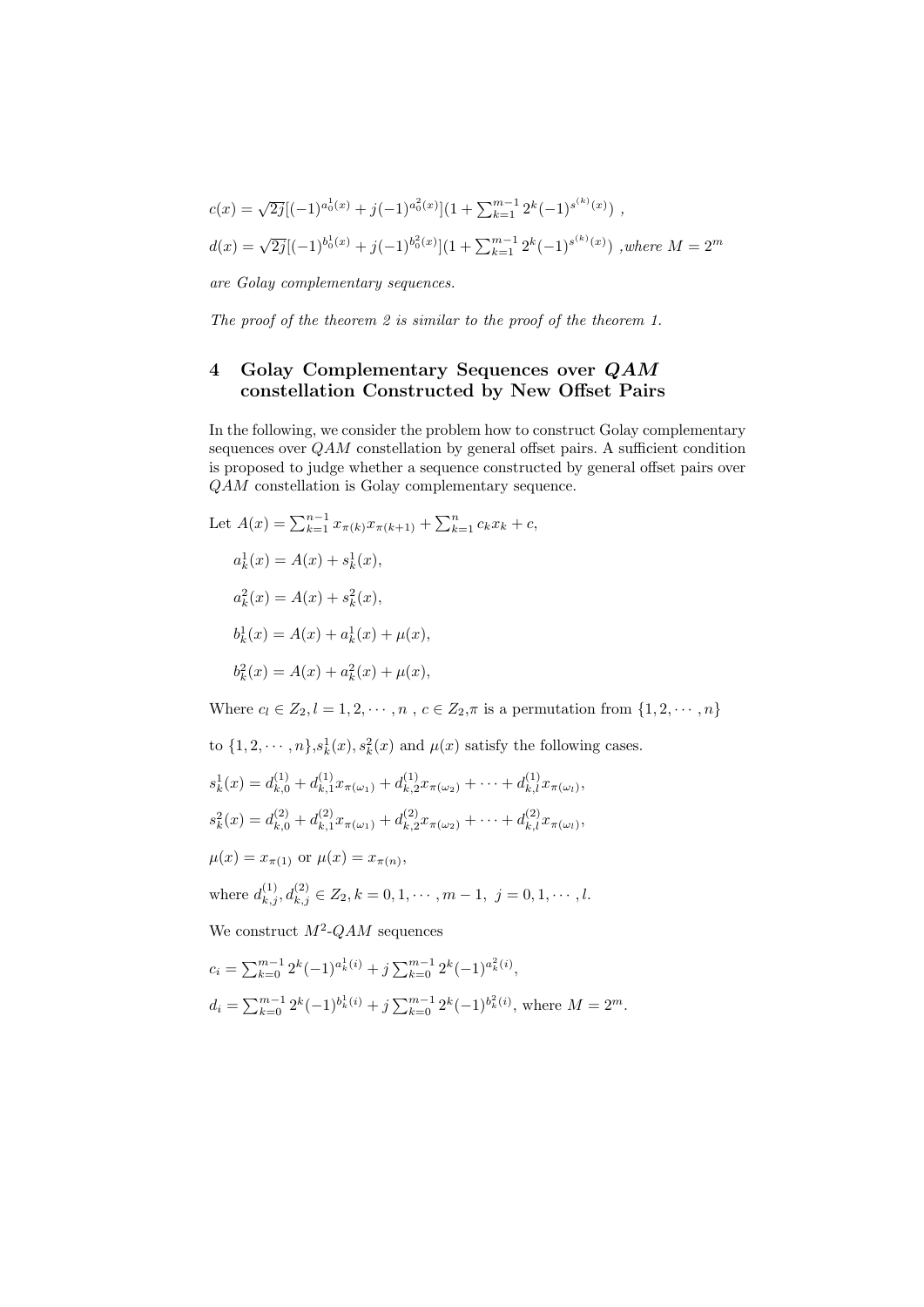$c(x) = \sqrt{2j}[(-1)^{a_0^1(x)} + j(-1)^{a_0^2(x)}](1 + \sum_{k=1}^{m-1} 2^k(-1)^{s^{(k)}(x)})$ ,

$d(x) = \sqrt{2j}[(-1)^{b_0^1(x)} + j(-1)^{b_0^2(x)}](1 + \sum_{k=1}^{m-1} 2^k(-1)^{s^{(k)}(x)})$ *,where* $M = 2^m$

*are Golay complementary sequences.*

*The proof of the theorem 2 is similar to the proof of the theorem 1.*

## 4 Golay Complementary Sequences over $QAM$ constellation Constructed by New Offset Pairs

In the following, we consider the problem how to construct Golay complementary sequences over $QAM$ constellation by general offset pairs. A sufficient condition is proposed to judge whether a sequence constructed by general offset pairs over $QAM$ constellation is Golay complementary sequence.

Let $A(x) = \sum_{k=1}^{n-1} x_{\pi(k)}x_{\pi(k+1)} + \sum_{k=1}^{n} c_k x_k + c$,

$a_k^1(x) = A(x) + s_k^1(x)$,

$a_k^2(x) = A(x) + s_k^2(x)$,

$b_k^1(x) = A(x) + a_k^1(x) + \mu(x)$,

$b_k^2(x) = A(x) + a_k^2(x) + \mu(x)$,

Where $c_l \in Z_2, l = 1, 2, \cdots, n$ , $c \in Z_2$,$\pi$ is a permutation from $\{1, 2, \cdots, n\}$ to $\{1, 2, \cdots, n\}$,$s_k^1(x)$, $s_k^2(x)$ and $\mu(x)$ satisfy the following cases.

$s_k^1(x) = d_{k,0}^{(1)} + d_{k,1}^{(1)} x_{\pi(\omega_1)} + d_{k,2}^{(1)} x_{\pi(\omega_2)} + \cdots + d_{k,l}^{(1)} x_{\pi(\omega_l)}$,

$s_k^2(x) = d_{k,0}^{(2)} + d_{k,1}^{(2)} x_{\pi(\omega_1)} + d_{k,2}^{(2)} x_{\pi(\omega_2)} + \cdots + d_{k,l}^{(2)} x_{\pi(\omega_l)}$,

$\mu(x) = x_{\pi(1)}$ or $\mu(x) = x_{\pi(n)}$,

where $d_{k,j}^{(1)}, d_{k,j}^{(2)} \in Z_2, k = 0, 1, \cdots, m-1,\ j = 0, 1, \cdots, l$.

We construct $M^2$-$QAM$ sequences

$c_i = \sum_{k=0}^{m-1} 2^k(-1)^{a_k^1(i)} + j\sum_{k=0}^{m-1} 2^k(-1)^{a_k^2(i)}$,

$d_i = \sum_{k=0}^{m-1} 2^k(-1)^{b_k^1(i)} + j\sum_{k=0}^{m-1} 2^k(-1)^{b_k^2(i)}$, where $M = 2^m$.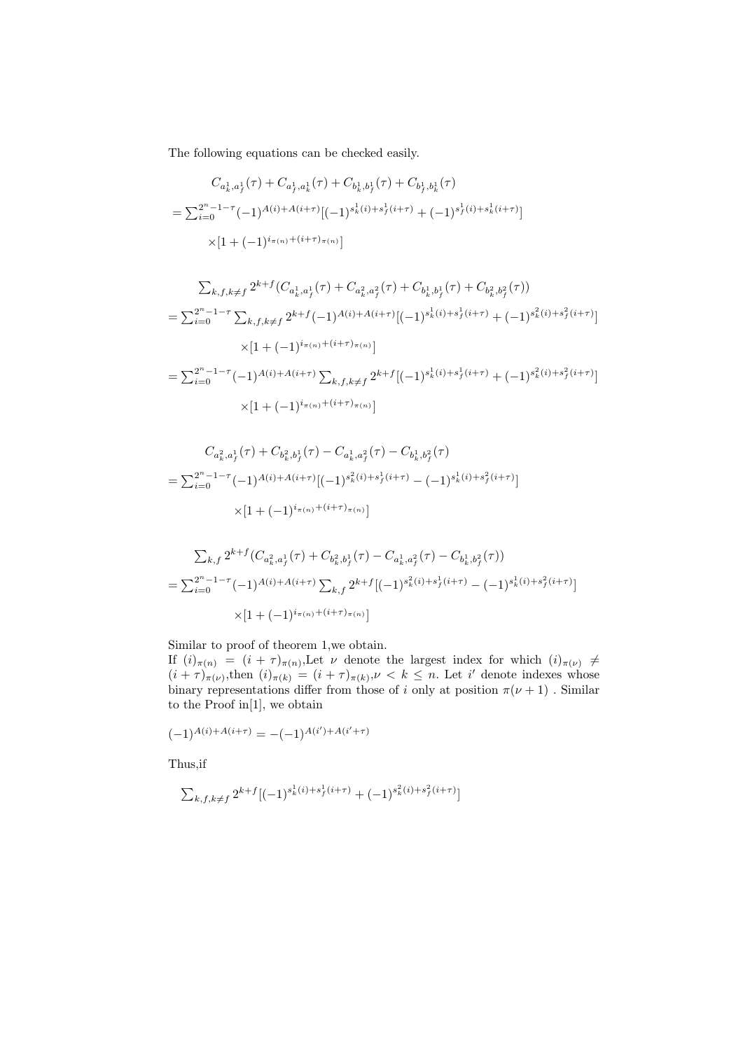The following equations can be checked easily.

$$
\begin{aligned}
&C_{a_k^1,a_f^1}(\tau)+C_{a_f^1,a_k^1}(\tau)+C_{b_k^1,b_f^1}(\tau)+C_{b_f^1,b_k^1}(\tau)\\
&=\textstyle\sum_{i=0}^{2^n-1-\tau}(-1)^{A(i)+A(i+\tau)}[(-1)^{s_k^1(i)+s_f^1(i+\tau)}+(-1)^{s_f^1(i)+s_k^1(i+\tau)}]\\
&\qquad\times[1+(-1)^{i_{\pi(n)}+(i+\tau)_{\pi(n)}}]
\end{aligned}
$$

$$
\begin{aligned}
&\textstyle\sum_{k,f,k\neq f}2^{k+f}(C_{a_k^1,a_f^1}(\tau)+C_{a_k^2,a_f^2}(\tau)+C_{b_k^1,b_f^1}(\tau)+C_{b_k^2,b_f^2}(\tau))\\
&=\textstyle\sum_{i=0}^{2^n-1-\tau}\sum_{k,f,k\neq f}2^{k+f}(-1)^{A(i)+A(i+\tau)}[(-1)^{s_k^1(i)+s_f^1(i+\tau)}+(-1)^{s_k^2(i)+s_f^2(i+\tau)}]\\
&\qquad\times[1+(-1)^{i_{\pi(n)}+(i+\tau)_{\pi(n)}}]\\
&=\textstyle\sum_{i=0}^{2^n-1-\tau}(-1)^{A(i)+A(i+\tau)}\sum_{k,f,k\neq f}2^{k+f}[(-1)^{s_k^1(i)+s_f^1(i+\tau)}+(-1)^{s_k^2(i)+s_f^2(i+\tau)}]\\
&\qquad\times[1+(-1)^{i_{\pi(n)}+(i+\tau)_{\pi(n)}}]
\end{aligned}
$$

$$
\begin{aligned}
&C_{a_k^2,a_f^1}(\tau)+C_{b_k^2,b_f^1}(\tau)-C_{a_k^1,a_f^2}(\tau)-C_{b_k^1,b_f^2}(\tau)\\
&=\textstyle\sum_{i=0}^{2^n-1-\tau}(-1)^{A(i)+A(i+\tau)}[(-1)^{s_k^2(i)+s_f^1(i+\tau)}-(-1)^{s_k^1(i)+s_f^2(i+\tau)}]\\
&\qquad\times[1+(-1)^{i_{\pi(n)}+(i+\tau)_{\pi(n)}}]
\end{aligned}
$$

$$
\begin{aligned}
&\textstyle\sum_{k,f}2^{k+f}(C_{a_k^2,a_f^1}(\tau)+C_{b_k^2,b_f^1}(\tau)-C_{a_k^1,a_f^2}(\tau)-C_{b_k^1,b_f^2}(\tau))\\
&=\textstyle\sum_{i=0}^{2^n-1-\tau}(-1)^{A(i)+A(i+\tau)}\sum_{k,f}2^{k+f}[(-1)^{s_k^2(i)+s_f^1(i+\tau)}-(-1)^{s_k^1(i)+s_f^2(i+\tau)}]\\
&\qquad\times[1+(-1)^{i_{\pi(n)}+(i+\tau)_{\pi(n)}}]
\end{aligned}
$$

Similar to proof of theorem 1,we obtain.

If $(i)_{\pi(n)}=(i+\tau)_{\pi(n)}$,Let $\nu$ denote the largest index for which $(i)_{\pi(\nu)}\neq(i+\tau)_{\pi(\nu)}$,then $(i)_{\pi(k)}=(i+\tau)_{\pi(k)}$,$\nu<k\leq n$. Let $i'$ denote indexes whose binary representations differ from those of $i$ only at position $\pi(\nu+1)$ . Similar to the Proof in[1], we obtain

$$
(-1)^{A(i)+A(i+\tau)}=-(-1)^{A(i')+A(i'+\tau)}
$$

Thus,if

$$
\textstyle\sum_{k,f,k\neq f}2^{k+f}[(-1)^{s_k^1(i)+s_f^1(i+\tau)}+(-1)^{s_k^2(i)+s_f^2(i+\tau)}]
$$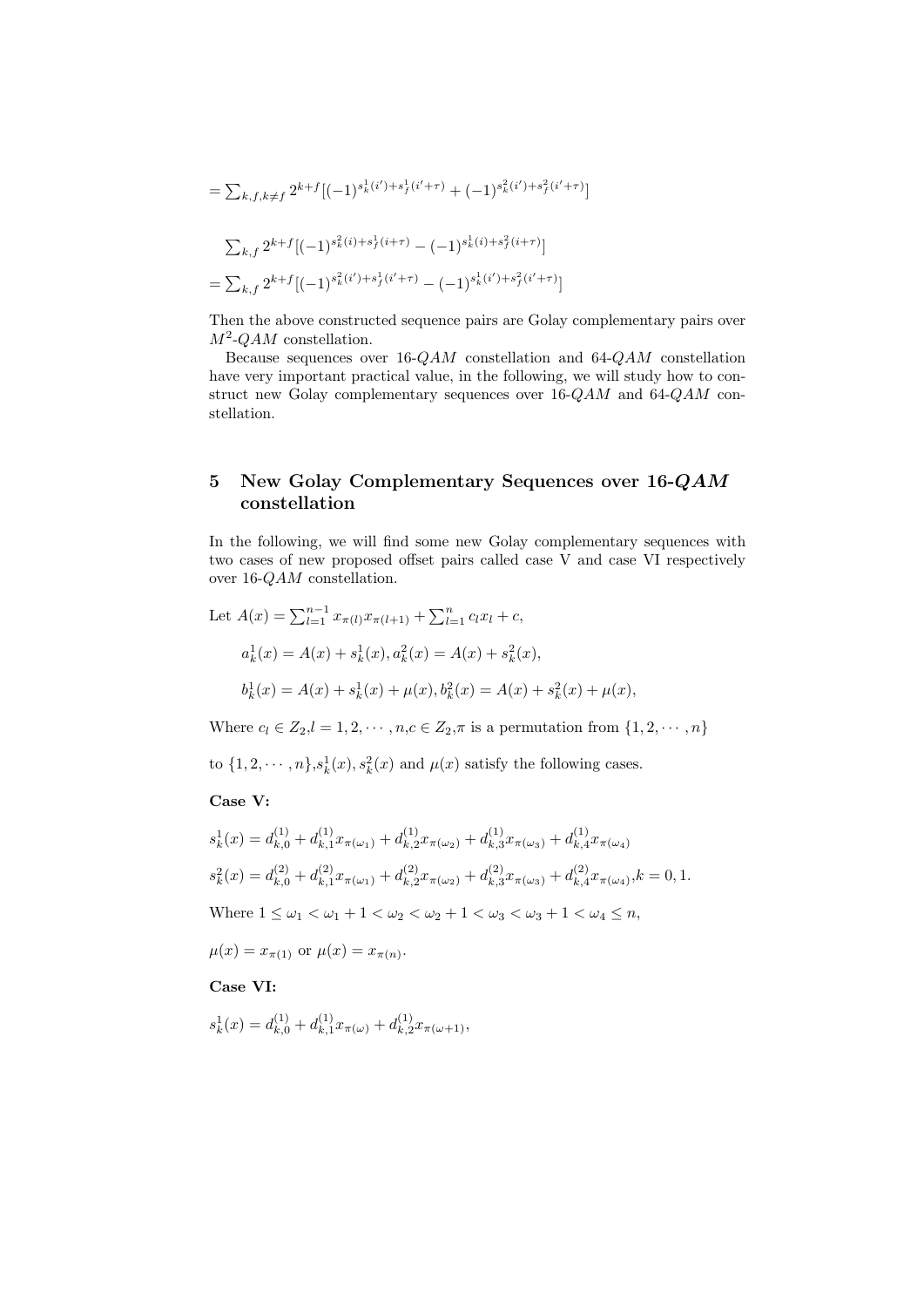$$= \sum_{k,f,k \neq f} 2^{k+f}[(-1)^{s_k^1(i')+s_f^1(i'+\tau)} + (-1)^{s_k^2(i')+s_f^2(i'+\tau)}]$$

$$\sum_{k,f} 2^{k+f}[(-1)^{s_k^2(i)+s_f^1(i+\tau)} - (-1)^{s_k^1(i)+s_f^2(i+\tau)}]$$

$$= \sum_{k,f} 2^{k+f}[(-1)^{s_k^2(i')+s_f^1(i'+\tau)} - (-1)^{s_k^1(i')+s_f^2(i'+\tau)}]$$

Then the above constructed sequence pairs are Golay complementary pairs over $M^2$-$QAM$ constellation.

Because sequences over 16-$QAM$ constellation and 64-$QAM$ constellation have very important practical value, in the following, we will study how to construct new Golay complementary sequences over 16-$QAM$ and 64-$QAM$ constellation.

## 5 New Golay Complementary Sequences over 16-$QAM$ constellation

In the following, we will find some new Golay complementary sequences with two cases of new proposed offset pairs called case V and case VI respectively over 16-$QAM$ constellation.

Let $A(x) = \sum_{l=1}^{n-1} x_{\pi(l)}x_{\pi(l+1)} + \sum_{l=1}^{n} c_l x_l + c$,

$a_k^1(x) = A(x) + s_k^1(x), a_k^2(x) = A(x) + s_k^2(x)$,

$b_k^1(x) = A(x) + s_k^1(x) + \mu(x), b_k^2(x) = A(x) + s_k^2(x) + \mu(x)$,

Where $c_l \in Z_2$,$l = 1, 2, \cdots, n$,$c \in Z_2$,$\pi$ is a permutation from $\{1, 2, \cdots, n\}$ to $\{1, 2, \cdots, n\}$,$s_k^1(x), s_k^2(x)$ and $\mu(x)$ satisfy the following cases.

**Case V:**

$s_k^1(x) = d_{k,0}^{(1)} + d_{k,1}^{(1)}x_{\pi(\omega_1)} + d_{k,2}^{(1)}x_{\pi(\omega_2)} + d_{k,3}^{(1)}x_{\pi(\omega_3)} + d_{k,4}^{(1)}x_{\pi(\omega_4)}$

$s_k^2(x) = d_{k,0}^{(2)} + d_{k,1}^{(2)}x_{\pi(\omega_1)} + d_{k,2}^{(2)}x_{\pi(\omega_2)} + d_{k,3}^{(2)}x_{\pi(\omega_3)} + d_{k,4}^{(2)}x_{\pi(\omega_4)}$,$k = 0, 1$.

Where $1 \leq \omega_1 < \omega_1 + 1 < \omega_2 < \omega_2 + 1 < \omega_3 < \omega_3 + 1 < \omega_4 \leq n$,

$\mu(x) = x_{\pi(1)}$ or $\mu(x) = x_{\pi(n)}$.

**Case VI:**

$s_k^1(x) = d_{k,0}^{(1)} + d_{k,1}^{(1)}x_{\pi(\omega)} + d_{k,2}^{(1)}x_{\pi(\omega+1)}$,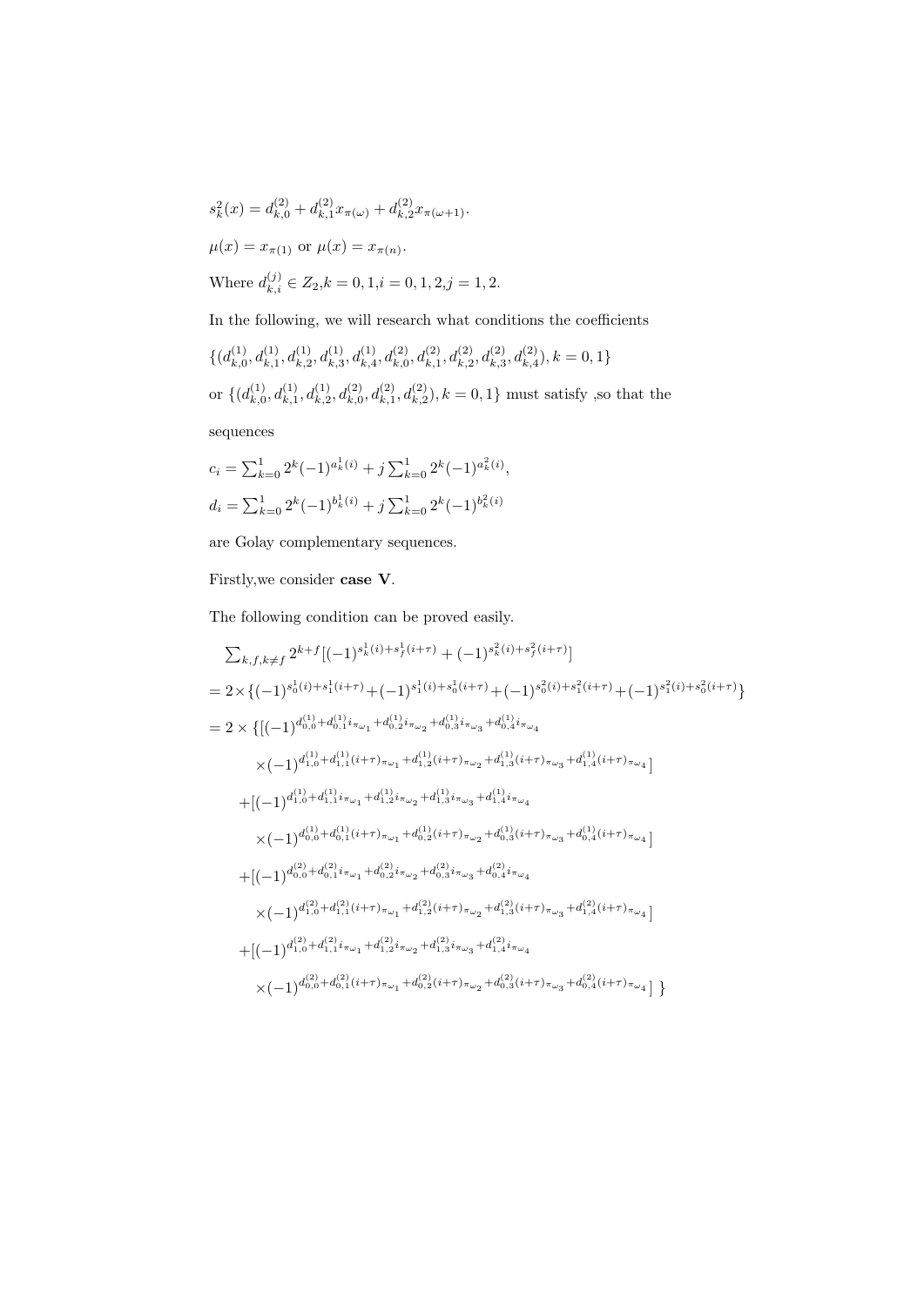$s_k^2(x) = d_{k,0}^{(2)} + d_{k,1}^{(2)} x_{\pi(\omega)} + d_{k,2}^{(2)} x_{\pi(\omega+1)}$.

$\mu(x) = x_{\pi(1)}$ or $\mu(x) = x_{\pi(n)}$.

Where $d_{k,i}^{(j)} \in Z_2$, $k = 0, 1$, $i = 0, 1, 2$, $j = 1, 2$.

In the following, we will research what conditions the coefficients

$\{(d_{k,0}^{(1)}, d_{k,1}^{(1)}, d_{k,2}^{(1)}, d_{k,3}^{(1)}, d_{k,4}^{(1)}, d_{k,0}^{(2)}, d_{k,1}^{(2)}, d_{k,2}^{(2)}, d_{k,3}^{(2)}, d_{k,4}^{(2)}), k = 0, 1\}$

or $\{(d_{k,0}^{(1)}, d_{k,1}^{(1)}, d_{k,2}^{(1)}, d_{k,0}^{(2)}, d_{k,1}^{(2)}, d_{k,2}^{(2)}), k = 0, 1\}$ must satisfy ,so that the

sequences

$c_i = \sum_{k=0}^{1} 2^k (-1)^{a_k^1(i)} + j \sum_{k=0}^{1} 2^k (-1)^{a_k^2(i)}$,

$d_i = \sum_{k=0}^{1} 2^k (-1)^{b_k^1(i)} + j \sum_{k=0}^{1} 2^k (-1)^{b_k^2(i)}$

are Golay complementary sequences.

Firstly,we consider **case V**.

The following condition can be proved easily.

$$
\begin{aligned}
&\sum_{k,f,k\neq f} 2^{k+f}[(-1)^{s_k^1(i)+s_f^1(i+\tau)} + (-1)^{s_k^2(i)+s_f^2(i+\tau)}] \\
&= 2\times\{(-1)^{s_0^1(i)+s_1^1(i+\tau)} + (-1)^{s_1^1(i)+s_0^1(i+\tau)} + (-1)^{s_0^2(i)+s_1^2(i+\tau)} + (-1)^{s_1^2(i)+s_0^2(i+\tau)}\} \\
&= 2\times\{[(-1)^{d_{0,0}^{(1)}+d_{0,1}^{(1)} i_{\pi_{\omega_1}} + d_{0,2}^{(1)} i_{\pi_{\omega_2}} + d_{0,3}^{(1)} i_{\pi_{\omega_3}} + d_{0,4}^{(1)} i_{\pi_{\omega_4}}} \\
&\qquad \times(-1)^{d_{1,0}^{(1)}+d_{1,1}^{(1)}(i+\tau)_{\pi_{\omega_1}} + d_{1,2}^{(1)}(i+\tau)_{\pi_{\omega_2}} + d_{1,3}^{(1)}(i+\tau)_{\pi_{\omega_3}} + d_{1,4}^{(1)}(i+\tau)_{\pi_{\omega_4}}}] \\
&\quad +[(-1)^{d_{1,0}^{(1)}+d_{1,1}^{(1)} i_{\pi_{\omega_1}} + d_{1,2}^{(1)} i_{\pi_{\omega_2}} + d_{1,3}^{(1)} i_{\pi_{\omega_3}} + d_{1,4}^{(1)} i_{\pi_{\omega_4}}} \\
&\qquad \times(-1)^{d_{0,0}^{(1)}+d_{0,1}^{(1)}(i+\tau)_{\pi_{\omega_1}} + d_{0,2}^{(1)}(i+\tau)_{\pi_{\omega_2}} + d_{0,3}^{(1)}(i+\tau)_{\pi_{\omega_3}} + d_{0,4}^{(1)}(i+\tau)_{\pi_{\omega_4}}}] \\
&\quad +[(-1)^{d_{0,0}^{(2)}+d_{0,1}^{(2)} i_{\pi_{\omega_1}} + d_{0,2}^{(2)} i_{\pi_{\omega_2}} + d_{0,3}^{(2)} i_{\pi_{\omega_3}} + d_{0,4}^{(2)} i_{\pi_{\omega_4}}} \\
&\qquad \times(-1)^{d_{1,0}^{(2)}+d_{1,1}^{(2)}(i+\tau)_{\pi_{\omega_1}} + d_{1,2}^{(2)}(i+\tau)_{\pi_{\omega_2}} + d_{1,3}^{(2)}(i+\tau)_{\pi_{\omega_3}} + d_{1,4}^{(2)}(i+\tau)_{\pi_{\omega_4}}}] \\
&\quad +[(-1)^{d_{1,0}^{(2)}+d_{1,1}^{(2)} i_{\pi_{\omega_1}} + d_{1,2}^{(2)} i_{\pi_{\omega_2}} + d_{1,3}^{(2)} i_{\pi_{\omega_3}} + d_{1,4}^{(2)} i_{\pi_{\omega_4}}} \\
&\qquad \times(-1)^{d_{0,0}^{(2)}+d_{0,1}^{(2)}(i+\tau)_{\pi_{\omega_1}} + d_{0,2}^{(2)}(i+\tau)_{\pi_{\omega_2}} + d_{0,3}^{(2)}(i+\tau)_{\pi_{\omega_3}} + d_{0,4}^{(2)}(i+\tau)_{\pi_{\omega_4}}}]\ \}
\end{aligned}
$$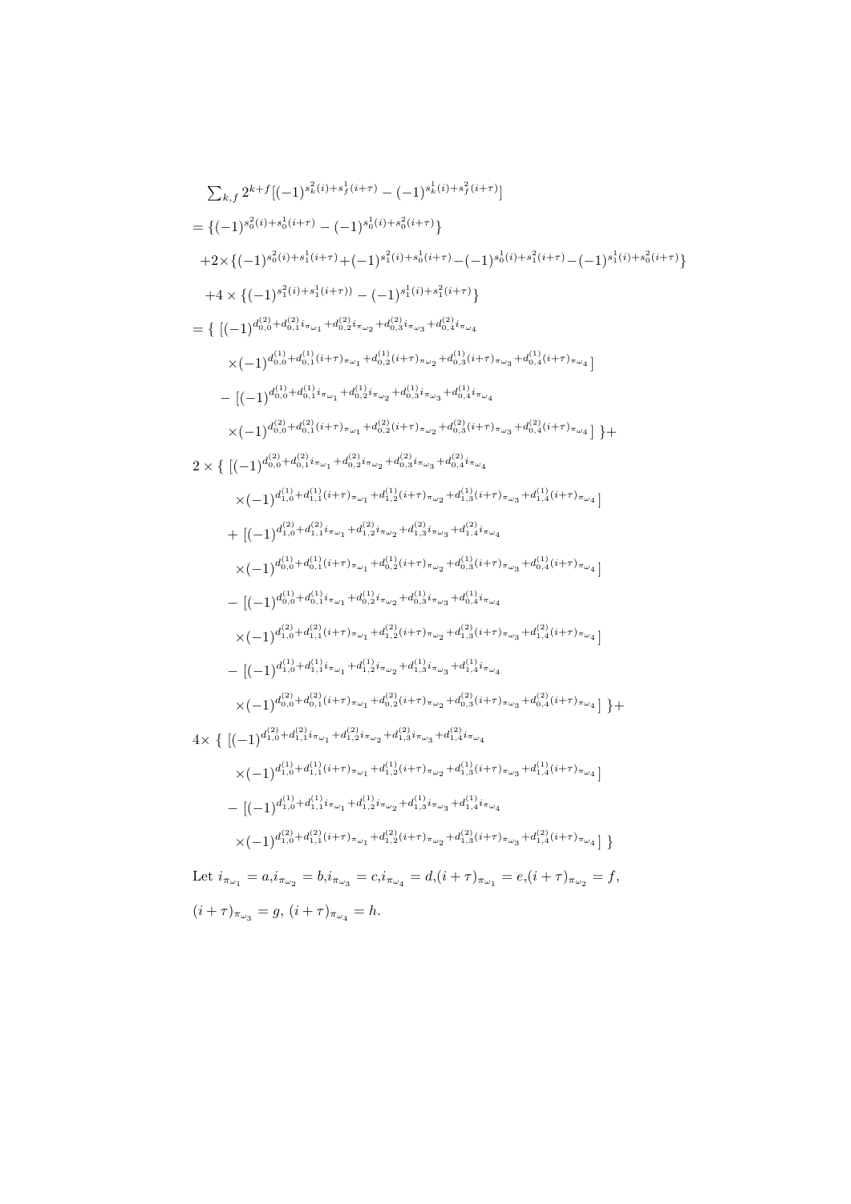$$\sum_{k,f} 2^{k+f}[(-1)^{s_k^2(i)+s_f^1(i+\tau)} - (-1)^{s_k^1(i)+s_f^2(i+\tau)}]$$

$$= \{(-1)^{s_0^2(i)+s_0^1(i+\tau)} - (-1)^{s_0^1(i)+s_0^2(i+\tau)}\}$$

$$+2\times\{(-1)^{s_0^2(i)+s_1^1(i+\tau)}+(-1)^{s_1^2(i)+s_0^1(i+\tau)}-(-1)^{s_0^1(i)+s_1^2(i+\tau)}-(-1)^{s_1^1(i)+s_0^2(i+\tau)}\}$$

$$+4\times\{(-1)^{s_1^2(i)+s_1^1(i+\tau))} - (-1)^{s_1^1(i)+s_1^2(i+\tau)}\}$$

$$= \{ \ [(-1)^{d_{0,0}^{(2)}+d_{0,1}^{(2)}i_{\pi_{\omega_1}}+d_{0,2}^{(2)}i_{\pi_{\omega_2}}+d_{0,3}^{(2)}i_{\pi_{\omega_3}}+d_{0,4}^{(2)}i_{\pi_{\omega_4}}}$$

$$\times(-1)^{d_{0,0}^{(1)}+d_{0,1}^{(1)}(i+\tau)_{\pi_{\omega_1}}+d_{0,2}^{(1)}(i+\tau)_{\pi_{\omega_2}}+d_{0,3}^{(1)}(i+\tau)_{\pi_{\omega_3}}+d_{0,4}^{(1)}(i+\tau)_{\pi_{\omega_4}}}]$$

$$- \ [(-1)^{d_{0,0}^{(1)}+d_{0,1}^{(1)}i_{\pi_{\omega_1}}+d_{0,2}^{(1)}i_{\pi_{\omega_2}}+d_{0,3}^{(1)}i_{\pi_{\omega_3}}+d_{0,4}^{(1)}i_{\pi_{\omega_4}}}$$

$$\times(-1)^{d_{0,0}^{(2)}+d_{0,1}^{(2)}(i+\tau)_{\pi_{\omega_1}}+d_{0,2}^{(2)}(i+\tau)_{\pi_{\omega_2}}+d_{0,3}^{(2)}(i+\tau)_{\pi_{\omega_3}}+d_{0,4}^{(2)}(i+\tau)_{\pi_{\omega_4}}}] \ \}+$$

$$2\times\{ \ [(-1)^{d_{0,0}^{(2)}+d_{0,1}^{(2)}i_{\pi_{\omega_1}}+d_{0,2}^{(2)}i_{\pi_{\omega_2}}+d_{0,3}^{(2)}i_{\pi_{\omega_3}}+d_{0,4}^{(2)}i_{\pi_{\omega_4}}}$$

$$\times(-1)^{d_{1,0}^{(1)}+d_{1,1}^{(1)}(i+\tau)_{\pi_{\omega_1}}+d_{1,2}^{(1)}(i+\tau)_{\pi_{\omega_2}}+d_{1,3}^{(1)}(i+\tau)_{\pi_{\omega_3}}+d_{1,4}^{(1)}(i+\tau)_{\pi_{\omega_4}}}]$$

$$+ \ [(-1)^{d_{1,0}^{(2)}+d_{1,1}^{(2)}i_{\pi_{\omega_1}}+d_{1,2}^{(2)}i_{\pi_{\omega_2}}+d_{1,3}^{(2)}i_{\pi_{\omega_3}}+d_{1,4}^{(2)}i_{\pi_{\omega_4}}}$$

$$\times(-1)^{d_{0,0}^{(1)}+d_{0,1}^{(1)}(i+\tau)_{\pi_{\omega_1}}+d_{0,2}^{(1)}(i+\tau)_{\pi_{\omega_2}}+d_{0,3}^{(1)}(i+\tau)_{\pi_{\omega_3}}+d_{0,4}^{(1)}(i+\tau)_{\pi_{\omega_4}}}]$$

$$- \ [(-1)^{d_{0,0}^{(1)}+d_{0,1}^{(1)}i_{\pi_{\omega_1}}+d_{0,2}^{(1)}i_{\pi_{\omega_2}}+d_{0,3}^{(1)}i_{\pi_{\omega_3}}+d_{0,4}^{(1)}i_{\pi_{\omega_4}}}$$

$$\times(-1)^{d_{1,0}^{(2)}+d_{1,1}^{(2)}(i+\tau)_{\pi_{\omega_1}}+d_{1,2}^{(2)}(i+\tau)_{\pi_{\omega_2}}+d_{1,3}^{(2)}(i+\tau)_{\pi_{\omega_3}}+d_{1,4}^{(2)}(i+\tau)_{\pi_{\omega_4}}}]$$

$$- \ [(-1)^{d_{1,0}^{(1)}+d_{1,1}^{(1)}i_{\pi_{\omega_1}}+d_{1,2}^{(1)}i_{\pi_{\omega_2}}+d_{1,3}^{(1)}i_{\pi_{\omega_3}}+d_{1,4}^{(1)}i_{\pi_{\omega_4}}}$$

$$\times(-1)^{d_{0,0}^{(2)}+d_{0,1}^{(2)}(i+\tau)_{\pi_{\omega_1}}+d_{0,2}^{(2)}(i+\tau)_{\pi_{\omega_2}}+d_{0,3}^{(2)}(i+\tau)_{\pi_{\omega_3}}+d_{0,4}^{(2)}(i+\tau)_{\pi_{\omega_4}}}] \ \}+$$

$$4\times\{ \ [(-1)^{d_{1,0}^{(2)}+d_{1,1}^{(2)}i_{\pi_{\omega_1}}+d_{1,2}^{(2)}i_{\pi_{\omega_2}}+d_{1,3}^{(2)}i_{\pi_{\omega_3}}+d_{1,4}^{(2)}i_{\pi_{\omega_4}}}$$

$$\times(-1)^{d_{1,0}^{(1)}+d_{1,1}^{(1)}(i+\tau)_{\pi_{\omega_1}}+d_{1,2}^{(1)}(i+\tau)_{\pi_{\omega_2}}+d_{1,3}^{(1)}(i+\tau)_{\pi_{\omega_3}}+d_{1,4}^{(1)}(i+\tau)_{\pi_{\omega_4}}}]$$

$$- \ [(-1)^{d_{1,0}^{(1)}+d_{1,1}^{(1)}i_{\pi_{\omega_1}}+d_{1,2}^{(1)}i_{\pi_{\omega_2}}+d_{1,3}^{(1)}i_{\pi_{\omega_3}}+d_{1,4}^{(1)}i_{\pi_{\omega_4}}}$$

$$\times(-1)^{d_{1,0}^{(2)}+d_{1,1}^{(2)}(i+\tau)_{\pi_{\omega_1}}+d_{1,2}^{(2)}(i+\tau)_{\pi_{\omega_2}}+d_{1,3}^{(2)}(i+\tau)_{\pi_{\omega_3}}+d_{1,4}^{(2)}(i+\tau)_{\pi_{\omega_4}}}] \ \}$$

Let $i_{\pi_{\omega_1}} = a$, $i_{\pi_{\omega_2}} = b$, $i_{\pi_{\omega_3}} = c$, $i_{\pi_{\omega_4}} = d$, $(i+\tau)_{\pi_{\omega_1}} = e$, $(i+\tau)_{\pi_{\omega_2}} = f$, $(i+\tau)_{\pi_{\omega_3}} = g$, $(i+\tau)_{\pi_{\omega_4}} = h$.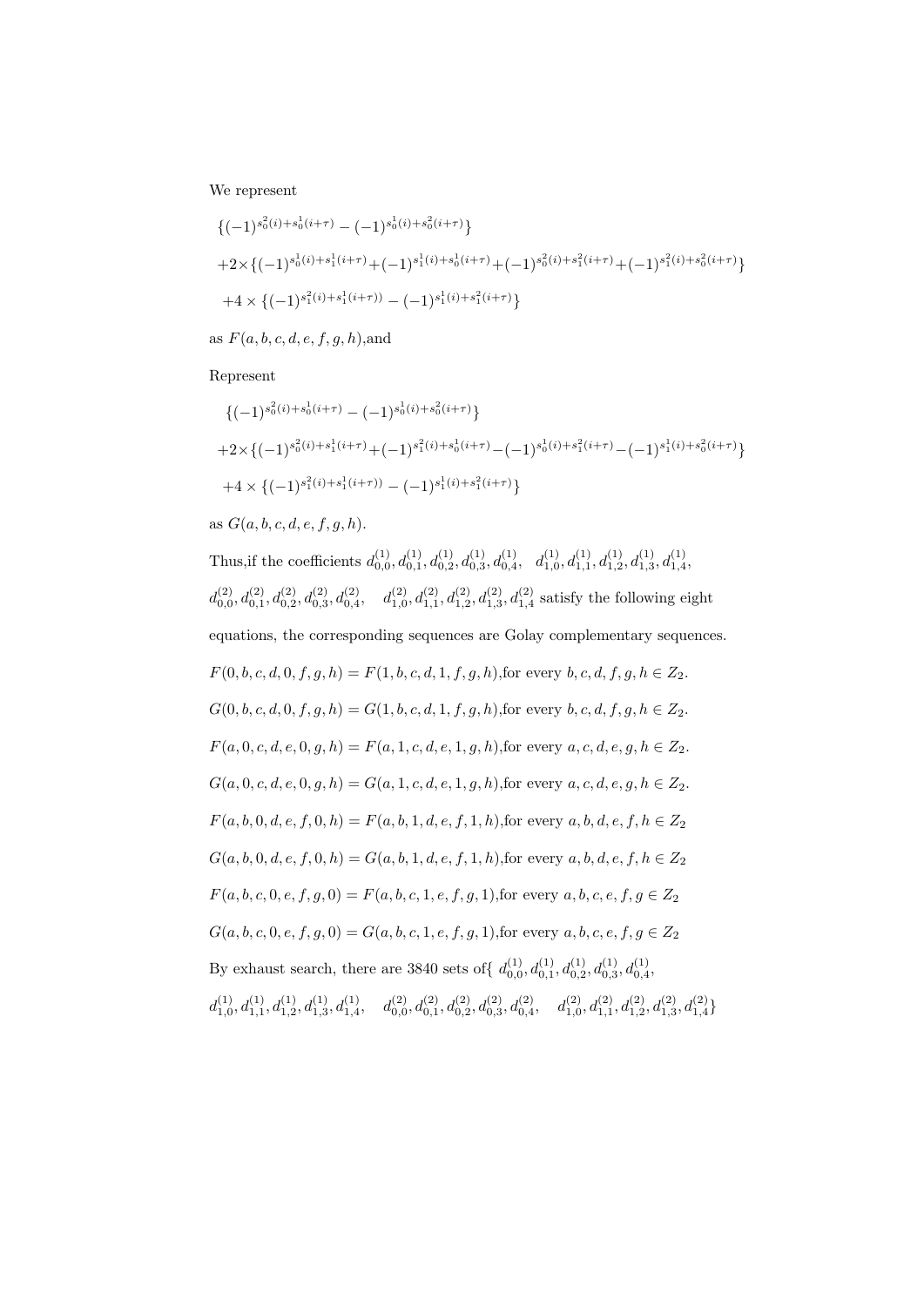We represent

$$\{(-1)^{s_0^2(i)+s_0^1(i+\tau)} - (-1)^{s_0^1(i)+s_0^2(i+\tau)}\}$$

$$+2\times\{(-1)^{s_0^1(i)+s_1^1(i+\tau)}+(-1)^{s_1^1(i)+s_0^1(i+\tau)}+(-1)^{s_0^2(i)+s_1^2(i+\tau)}+(-1)^{s_1^2(i)+s_0^2(i+\tau)}\}$$

$$+4\times\{(-1)^{s_1^2(i)+s_1^1(i+\tau))} - (-1)^{s_1^1(i)+s_1^2(i+\tau)}\}$$

as $F(a,b,c,d,e,f,g,h)$,and

Represent

$$\{(-1)^{s_0^2(i)+s_0^1(i+\tau)} - (-1)^{s_0^1(i)+s_0^2(i+\tau)}\}$$

$$+2\times\{(-1)^{s_0^2(i)+s_1^1(i+\tau)}+(-1)^{s_1^2(i)+s_0^1(i+\tau)}-(-1)^{s_0^1(i)+s_1^2(i+\tau)}-(-1)^{s_1^1(i)+s_0^2(i+\tau)}\}$$

$$+4\times\{(-1)^{s_1^2(i)+s_1^1(i+\tau))} - (-1)^{s_1^1(i)+s_1^2(i+\tau)}\}$$

as $G(a,b,c,d,e,f,g,h)$.

Thus,if the coefficients $d_{0,0}^{(1)}, d_{0,1}^{(1)}, d_{0,2}^{(1)}, d_{0,3}^{(1)}, d_{0,4}^{(1)}, \quad d_{1,0}^{(1)}, d_{1,1}^{(1)}, d_{1,2}^{(1)}, d_{1,3}^{(1)}, d_{1,4}^{(1)}$, $d_{0,0}^{(2)}, d_{0,1}^{(2)}, d_{0,2}^{(2)}, d_{0,3}^{(2)}, d_{0,4}^{(2)}, \quad d_{1,0}^{(2)}, d_{1,1}^{(2)}, d_{1,2}^{(2)}, d_{1,3}^{(2)}, d_{1,4}^{(2)}$ satisfy the following eight equations, the corresponding sequences are Golay complementary sequences.

$F(0,b,c,d,0,f,g,h) = F(1,b,c,d,1,f,g,h)$,for every $b,c,d,f,g,h \in Z_2$.

$G(0,b,c,d,0,f,g,h) = G(1,b,c,d,1,f,g,h)$,for every $b,c,d,f,g,h \in Z_2$.

$F(a,0,c,d,e,0,g,h) = F(a,1,c,d,e,1,g,h)$,for every $a,c,d,e,g,h \in Z_2$.

$G(a,0,c,d,e,0,g,h) = G(a,1,c,d,e,1,g,h)$,for every $a,c,d,e,g,h \in Z_2$.

$F(a,b,0,d,e,f,0,h) = F(a,b,1,d,e,f,1,h)$,for every $a,b,d,e,f,h \in Z_2$

$G(a,b,0,d,e,f,0,h) = G(a,b,1,d,e,f,1,h)$,for every $a,b,d,e,f,h \in Z_2$

$F(a,b,c,0,e,f,g,0) = F(a,b,c,1,e,f,g,1)$,for every $a,b,c,e,f,g \in Z_2$

$G(a,b,c,0,e,f,g,0) = G(a,b,c,1,e,f,g,1)$,for every $a,b,c,e,f,g \in Z_2$

By exhaust search, there are 3840 sets of{ $d_{0,0}^{(1)}, d_{0,1}^{(1)}, d_{0,2}^{(1)}, d_{0,3}^{(1)}, d_{0,4}^{(1)}$, $d_{1,0}^{(1)}, d_{1,1}^{(1)}, d_{1,2}^{(1)}, d_{1,3}^{(1)}, d_{1,4}^{(1)}, \quad d_{0,0}^{(2)}, d_{0,1}^{(2)}, d_{0,2}^{(2)}, d_{0,3}^{(2)}, d_{0,4}^{(2)}, \quad d_{1,0}^{(2)}, d_{1,1}^{(2)}, d_{1,2}^{(2)}, d_{1,3}^{(2)}, d_{1,4}^{(2)}$}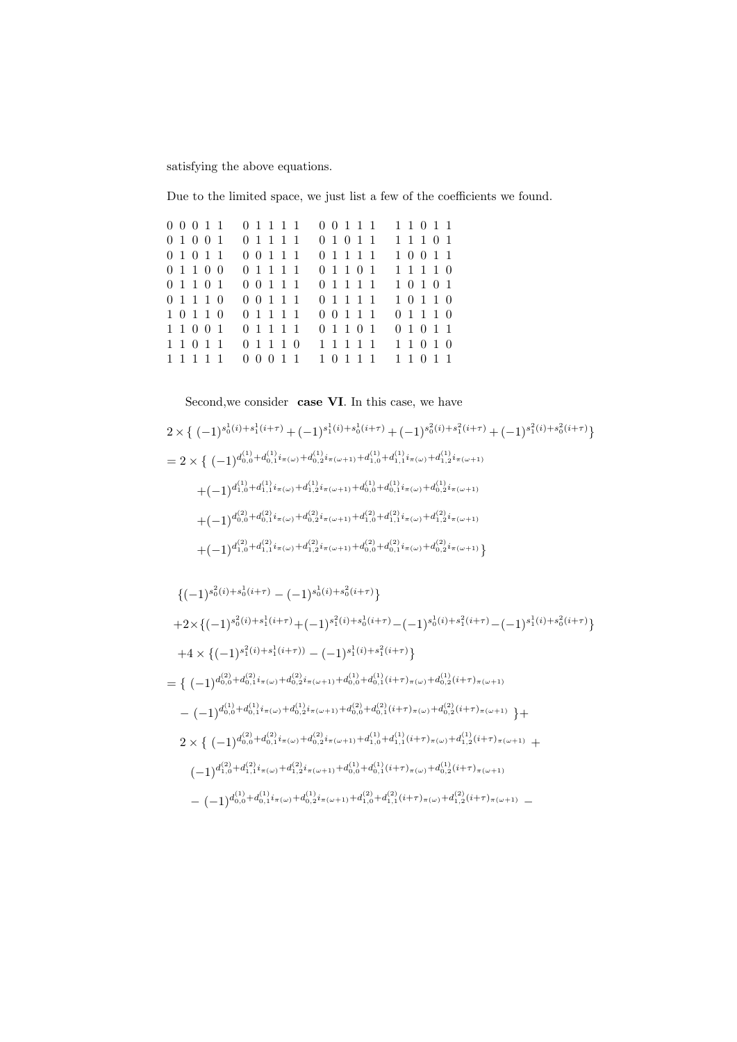satisfying the above equations.

Due to the limited space, we just list a few of the coefficients we found.

```
0 0 0 1 1   0 1 1 1 1   0 0 1 1 1   1 1 0 1 1
0 1 0 0 1   0 1 1 1 1   0 1 0 1 1   1 1 1 0 1
0 1 0 1 1   0 0 1 1 1   0 1 1 1 1   1 0 0 1 1
0 1 1 0 0   0 1 1 1 1   0 1 1 0 1   1 1 1 1 0
0 1 1 0 1   0 0 1 1 1   0 1 1 1 1   1 0 1 0 1
0 1 1 1 0   0 0 1 1 1   0 1 1 1 1   1 0 1 1 0
1 0 1 1 0   0 1 1 1 1   0 0 1 1 1   0 1 1 1 0
1 1 0 0 1   0 1 1 1 1   0 1 1 0 1   0 1 0 1 1
1 1 0 1 1   0 1 1 1 0   1 1 1 1 1   1 1 0 1 0
1 1 1 1 1   0 0 0 1 1   1 0 1 1 1   1 1 0 1 1
```

Second,we consider **case VI**. In this case, we have

$$
\begin{aligned}
&2\times\{\ (-1)^{s_0^1(i)+s_1^1(i+\tau)}+(-1)^{s_1^1(i)+s_0^1(i+\tau)}+(-1)^{s_0^2(i)+s_1^2(i+\tau)}+(-1)^{s_1^2(i)+s_0^2(i+\tau)}\}\\
&=2\times\{\ (-1)^{d_{0,0}^{(1)}+d_{0,1}^{(1)}i_{\pi(\omega)}+d_{0,2}^{(1)}i_{\pi(\omega+1)}+d_{1,0}^{(1)}+d_{1,1}^{(1)}i_{\pi(\omega)}+d_{1,2}^{(1)}i_{\pi(\omega+1)}}\\
&\qquad+(-1)^{d_{1,0}^{(1)}+d_{1,1}^{(1)}i_{\pi(\omega)}+d_{1,2}^{(1)}i_{\pi(\omega+1)}+d_{0,0}^{(1)}+d_{0,1}^{(1)}i_{\pi(\omega)}+d_{0,2}^{(1)}i_{\pi(\omega+1)}}\\
&\qquad+(-1)^{d_{0,0}^{(2)}+d_{0,1}^{(2)}i_{\pi(\omega)}+d_{0,2}^{(2)}i_{\pi(\omega+1)}+d_{1,0}^{(2)}+d_{1,1}^{(2)}i_{\pi(\omega)}+d_{1,2}^{(2)}i_{\pi(\omega+1)}}\\
&\qquad+(-1)^{d_{1,0}^{(2)}+d_{1,1}^{(2)}i_{\pi(\omega)}+d_{1,2}^{(2)}i_{\pi(\omega+1)}+d_{0,0}^{(2)}+d_{0,1}^{(2)}i_{\pi(\omega)}+d_{0,2}^{(2)}i_{\pi(\omega+1)}}\}
\end{aligned}
$$

$$
\begin{aligned}
&\{(-1)^{s_0^2(i)+s_0^1(i+\tau)}-(-1)^{s_0^1(i)+s_0^2(i+\tau)}\}\\
&+2\times\{(-1)^{s_0^2(i)+s_1^1(i+\tau)}+(-1)^{s_1^2(i)+s_0^1(i+\tau)}-(-1)^{s_0^1(i)+s_1^2(i+\tau)}-(-1)^{s_1^1(i)+s_0^2(i+\tau)}\}\\
&+4\times\{(-1)^{s_1^2(i)+s_1^1(i+\tau))}-(-1)^{s_1^1(i)+s_1^2(i+\tau)}\}\\
&=\{\ (-1)^{d_{0,0}^{(2)}+d_{0,1}^{(2)}i_{\pi(\omega)}+d_{0,2}^{(2)}i_{\pi(\omega+1)}+d_{0,0}^{(1)}+d_{0,1}^{(1)}(i+\tau)_{\pi(\omega)}+d_{0,2}^{(1)}(i+\tau)_{\pi(\omega+1)}}\\
&\quad-(-1)^{d_{0,0}^{(1)}+d_{0,1}^{(1)}i_{\pi(\omega)}+d_{0,2}^{(1)}i_{\pi(\omega+1)}+d_{0,0}^{(2)}+d_{0,1}^{(2)}(i+\tau)_{\pi(\omega)}+d_{0,2}^{(2)}(i+\tau)_{\pi(\omega+1)}}\ \}+\\
&\quad 2\times\{\ (-1)^{d_{0,0}^{(2)}+d_{0,1}^{(2)}i_{\pi(\omega)}+d_{0,2}^{(2)}i_{\pi(\omega+1)}+d_{1,0}^{(1)}+d_{1,1}^{(1)}(i+\tau)_{\pi(\omega)}+d_{1,2}^{(1)}(i+\tau)_{\pi(\omega+1)}}+\\
&\qquad(-1)^{d_{1,0}^{(2)}+d_{1,1}^{(2)}i_{\pi(\omega)}+d_{1,2}^{(2)}i_{\pi(\omega+1)}+d_{0,0}^{(1)}+d_{0,1}^{(1)}(i+\tau)_{\pi(\omega)}+d_{0,2}^{(1)}(i+\tau)_{\pi(\omega+1)}}\\
&\qquad-(-1)^{d_{0,0}^{(1)}+d_{0,1}^{(1)}i_{\pi(\omega)}+d_{0,2}^{(1)}i_{\pi(\omega+1)}+d_{1,0}^{(2)}+d_{1,1}^{(2)}(i+\tau)_{\pi(\omega)}+d_{1,2}^{(2)}(i+\tau)_{\pi(\omega+1)}}-
\end{aligned}
$$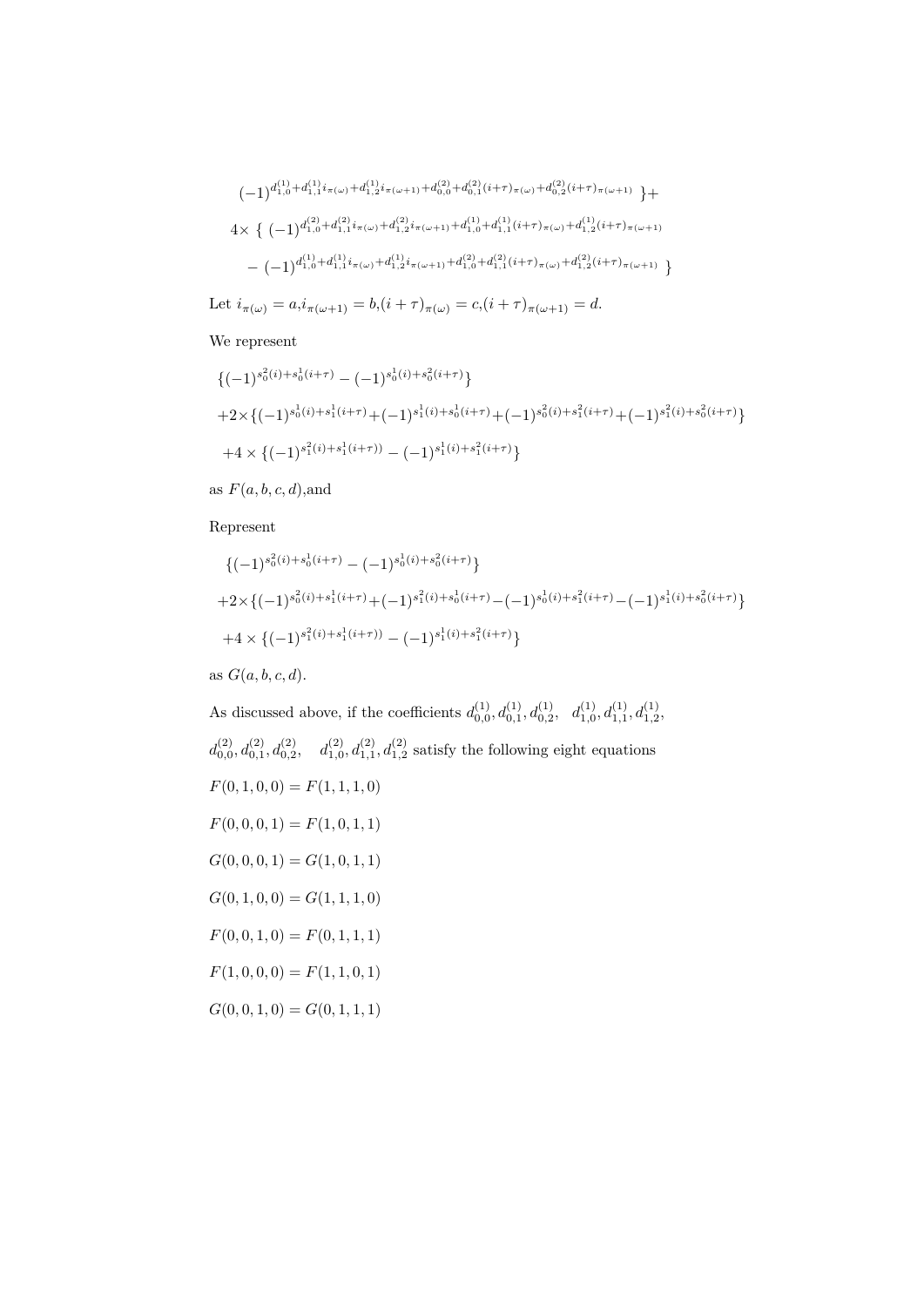$$(-1)^{d_{1,0}^{(1)}+d_{1,1}^{(1)}i_{\pi(\omega)}+d_{1,2}^{(1)}i_{\pi(\omega+1)}+d_{0,0}^{(2)}+d_{0,1}^{(2)}(i+\tau)_{\pi(\omega)}+d_{0,2}^{(2)}(i+\tau)_{\pi(\omega+1)}}\ \}+$$

$$4\times\ \{\ (-1)^{d_{1,0}^{(2)}+d_{1,1}^{(2)}i_{\pi(\omega)}+d_{1,2}^{(2)}i_{\pi(\omega+1)}+d_{1,0}^{(1)}+d_{1,1}^{(1)}(i+\tau)_{\pi(\omega)}+d_{1,2}^{(1)}(i+\tau)_{\pi(\omega+1)}}$$

$$-\ (-1)^{d_{1,0}^{(1)}+d_{1,1}^{(1)}i_{\pi(\omega)}+d_{1,2}^{(1)}i_{\pi(\omega+1)}+d_{1,0}^{(2)}+d_{1,1}^{(2)}(i+\tau)_{\pi(\omega)}+d_{1,2}^{(2)}(i+\tau)_{\pi(\omega+1)}}\ \}$$

Let $i_{\pi(\omega)} = a$,$i_{\pi(\omega+1)} = b$,$(i+\tau)_{\pi(\omega)} = c$,$(i+\tau)_{\pi(\omega+1)} = d$.

We represent

$$\{(-1)^{s_0^2(i)+s_0^1(i+\tau)} - (-1)^{s_0^1(i)+s_0^2(i+\tau)}\}$$

$$+2\times\{(-1)^{s_0^1(i)+s_1^1(i+\tau)}+(-1)^{s_1^1(i)+s_0^1(i+\tau)}+(-1)^{s_0^2(i)+s_1^2(i+\tau)}+(-1)^{s_1^2(i)+s_0^2(i+\tau)}\}$$

$$+4\times\{(-1)^{s_1^2(i)+s_1^1(i+\tau))} - (-1)^{s_1^1(i)+s_1^2(i+\tau)}\}$$

as $F(a,b,c,d)$,and

Represent

$$\{(-1)^{s_0^2(i)+s_0^1(i+\tau)} - (-1)^{s_0^1(i)+s_0^2(i+\tau)}\}$$

$$+2\times\{(-1)^{s_0^2(i)+s_1^1(i+\tau)}+(-1)^{s_1^2(i)+s_0^1(i+\tau)}-(-1)^{s_0^1(i)+s_1^2(i+\tau)}-(-1)^{s_1^1(i)+s_0^2(i+\tau)}\}$$

$$+4\times\{(-1)^{s_1^2(i)+s_1^1(i+\tau))} - (-1)^{s_1^1(i)+s_1^2(i+\tau)}\}$$

as $G(a,b,c,d)$.

As discussed above, if the coefficients $d_{0,0}^{(1)}, d_{0,1}^{(1)}, d_{0,2}^{(1)},\quad d_{1,0}^{(1)}, d_{1,1}^{(1)}, d_{1,2}^{(1)}$, $d_{0,0}^{(2)}, d_{0,1}^{(2)}, d_{0,2}^{(2)},\quad d_{1,0}^{(2)}, d_{1,1}^{(2)}, d_{1,2}^{(2)}$ satisfy the following eight equations

$F(0,1,0,0) = F(1,1,1,0)$

$F(0,0,0,1) = F(1,0,1,1)$

$G(0,0,0,1) = G(1,0,1,1)$

$G(0,1,0,0) = G(1,1,1,0)$

$F(0,0,1,0) = F(0,1,1,1)$

$F(1,0,0,0) = F(1,1,0,1)$

$G(0,0,1,0) = G(0,1,1,1)$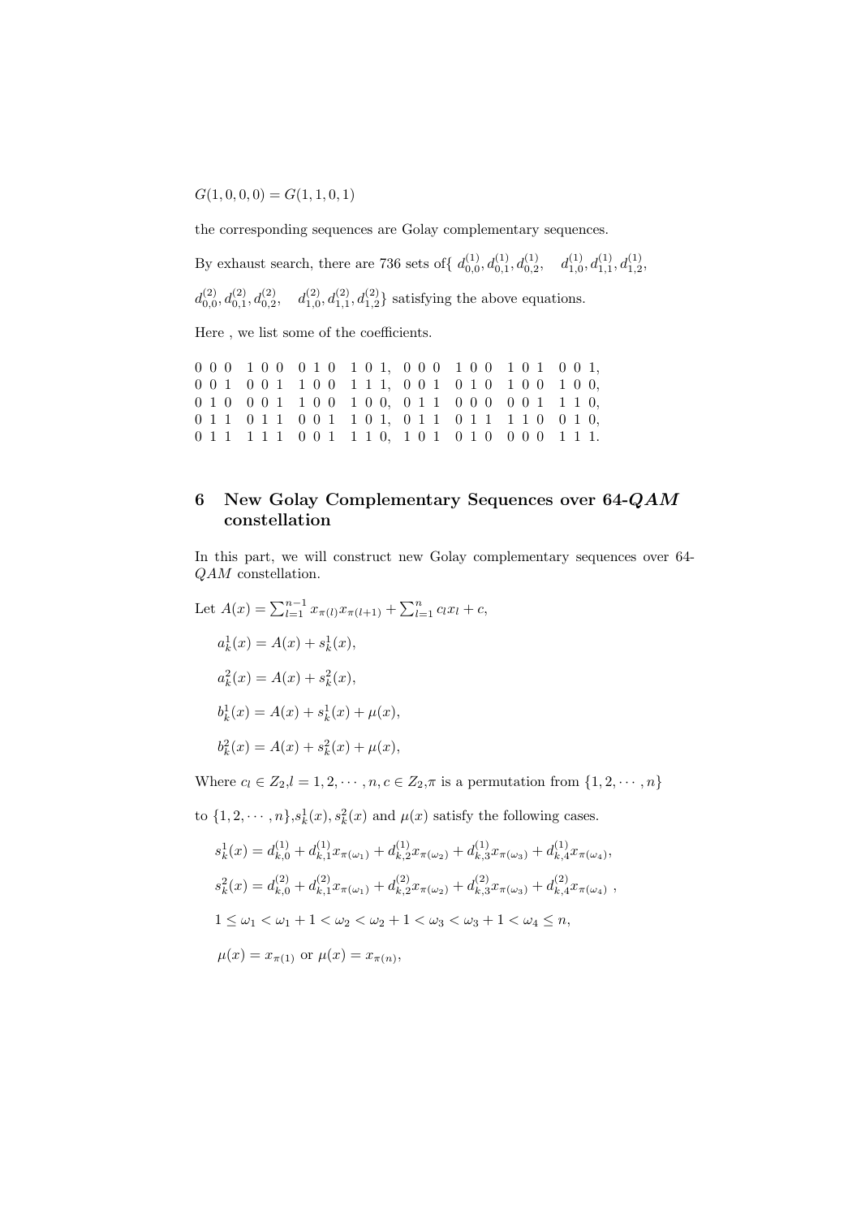$G(1,0,0,0) = G(1,1,0,1)$

the corresponding sequences are Golay complementary sequences.

By exhaust search, there are 736 sets of$\{ d^{(1)}_{0,0}, d^{(1)}_{0,1}, d^{(1)}_{0,2}, \quad d^{(1)}_{1,0}, d^{(1)}_{1,1}, d^{(1)}_{1,2},$

$d^{(2)}_{0,0}, d^{(2)}_{0,1}, d^{(2)}_{0,2}, \quad d^{(2)}_{1,0}, d^{(2)}_{1,1}, d^{(2)}_{1,2}\}$ satisfying the above equations.

Here , we list some of the coefficients.

```
0 0 0   1 0 0   0 1 0   1 0 1,  0 0 0   1 0 0   1 0 1   0 0 1,
0 0 1   0 0 1   1 0 0   1 1 1,  0 0 1   0 1 0   1 0 0   1 0 0,
0 1 0   0 0 1   1 0 0   1 0 0,  0 1 1   0 0 0   0 0 1   1 1 0,
0 1 1   0 1 1   0 0 1   1 0 1,  0 1 1   0 1 1   1 1 0   0 1 0,
0 1 1   1 1 1   0 0 1   1 1 0,  1 0 1   0 1 0   0 0 0   1 1 1.
```

## 6 New Golay Complementary Sequences over 64-$QAM$ constellation

In this part, we will construct new Golay complementary sequences over 64-$QAM$ constellation.

Let $A(x) = \sum_{l=1}^{n-1} x_{\pi(l)}x_{\pi(l+1)} + \sum_{l=1}^{n} c_l x_l + c,$

$$a^1_k(x) = A(x) + s^1_k(x),$$

$$a^2_k(x) = A(x) + s^2_k(x),$$

$$b^1_k(x) = A(x) + s^1_k(x) + \mu(x),$$

$$b^2_k(x) = A(x) + s^2_k(x) + \mu(x),$$

Where $c_l \in Z_2, l = 1, 2, \cdots, n, c \in Z_2, \pi$ is a permutation from $\{1, 2, \cdots, n\}$

to $\{1, 2, \cdots, n\}, s^1_k(x), s^2_k(x)$ and $\mu(x)$ satisfy the following cases.

$$s^1_k(x) = d^{(1)}_{k,0} + d^{(1)}_{k,1}x_{\pi(\omega_1)} + d^{(1)}_{k,2}x_{\pi(\omega_2)} + d^{(1)}_{k,3}x_{\pi(\omega_3)} + d^{(1)}_{k,4}x_{\pi(\omega_4)},$$

$$s^2_k(x) = d^{(2)}_{k,0} + d^{(2)}_{k,1}x_{\pi(\omega_1)} + d^{(2)}_{k,2}x_{\pi(\omega_2)} + d^{(2)}_{k,3}x_{\pi(\omega_3)} + d^{(2)}_{k,4}x_{\pi(\omega_4)} \ ,$$

$$1 \le \omega_1 < \omega_1 + 1 < \omega_2 < \omega_2 + 1 < \omega_3 < \omega_3 + 1 < \omega_4 \le n,$$

$$\mu(x) = x_{\pi(1)} \text{ or } \mu(x) = x_{\pi(n)},$$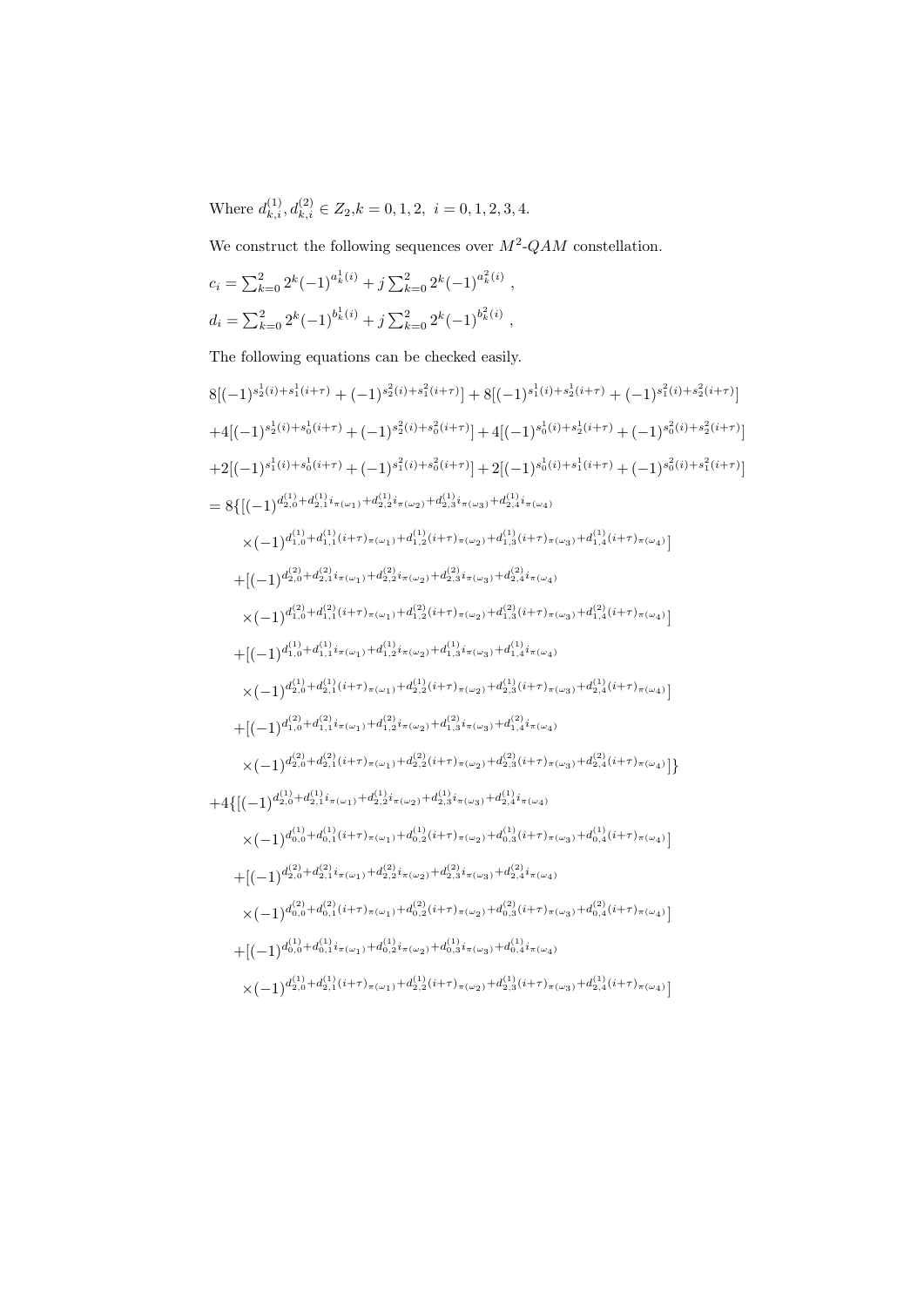Where $d_{k,i}^{(1)}, d_{k,i}^{(2)} \in Z_2, k = 0,1,2, \; i = 0,1,2,3,4.$

We construct the following sequences over $M^2$-$QAM$ constellation.

$c_i = \sum_{k=0}^{2} 2^k (-1)^{a_k^1(i)} + j \sum_{k=0}^{2} 2^k (-1)^{a_k^2(i)}$ ,

$d_i = \sum_{k=0}^{2} 2^k (-1)^{b_k^1(i)} + j \sum_{k=0}^{2} 2^k (-1)^{b_k^2(i)}$ ,

The following equations can be checked easily.

$$
\begin{aligned}
&8[(-1)^{s_2^1(i)+s_1^1(i+\tau)} + (-1)^{s_2^2(i)+s_1^2(i+\tau)}] + 8[(-1)^{s_1^1(i)+s_2^1(i+\tau)} + (-1)^{s_1^2(i)+s_2^2(i+\tau)}] \\
&+4[(-1)^{s_2^1(i)+s_0^1(i+\tau)} + (-1)^{s_2^2(i)+s_0^2(i+\tau)}] + 4[(-1)^{s_0^1(i)+s_2^1(i+\tau)} + (-1)^{s_0^2(i)+s_2^2(i+\tau)}] \\
&+2[(-1)^{s_1^1(i)+s_0^1(i+\tau)} + (-1)^{s_1^2(i)+s_0^2(i+\tau)}] + 2[(-1)^{s_0^1(i)+s_1^1(i+\tau)} + (-1)^{s_0^2(i)+s_1^2(i+\tau)}] \\
&= 8\{[(-1)^{d_{2,0}^{(1)}+d_{2,1}^{(1)} i_{\pi(\omega_1)}+d_{2,2}^{(1)} i_{\pi(\omega_2)}+d_{2,3}^{(1)} i_{\pi(\omega_3)}+d_{2,4}^{(1)} i_{\pi(\omega_4)}} \\
&\quad \times(-1)^{d_{1,0}^{(1)}+d_{1,1}^{(1)} (i+\tau)_{\pi(\omega_1)}+d_{1,2}^{(1)} (i+\tau)_{\pi(\omega_2)}+d_{1,3}^{(1)} (i+\tau)_{\pi(\omega_3)}+d_{1,4}^{(1)} (i+\tau)_{\pi(\omega_4)}}] \\
&\quad +[(-1)^{d_{2,0}^{(2)}+d_{2,1}^{(2)} i_{\pi(\omega_1)}+d_{2,2}^{(2)} i_{\pi(\omega_2)}+d_{2,3}^{(2)} i_{\pi(\omega_3)}+d_{2,4}^{(2)} i_{\pi(\omega_4)}} \\
&\quad \times(-1)^{d_{1,0}^{(2)}+d_{1,1}^{(2)} (i+\tau)_{\pi(\omega_1)}+d_{1,2}^{(2)} (i+\tau)_{\pi(\omega_2)}+d_{1,3}^{(2)} (i+\tau)_{\pi(\omega_3)}+d_{1,4}^{(2)} (i+\tau)_{\pi(\omega_4)}}] \\
&\quad +[(-1)^{d_{1,0}^{(1)}+d_{1,1}^{(1)} i_{\pi(\omega_1)}+d_{1,2}^{(1)} i_{\pi(\omega_2)}+d_{1,3}^{(1)} i_{\pi(\omega_3)}+d_{1,4}^{(1)} i_{\pi(\omega_4)}} \\
&\quad \times(-1)^{d_{2,0}^{(1)}+d_{2,1}^{(1)} (i+\tau)_{\pi(\omega_1)}+d_{2,2}^{(1)} (i+\tau)_{\pi(\omega_2)}+d_{2,3}^{(1)} (i+\tau)_{\pi(\omega_3)}+d_{2,4}^{(1)} (i+\tau)_{\pi(\omega_4)}}] \\
&\quad +[(-1)^{d_{1,0}^{(2)}+d_{1,1}^{(2)} i_{\pi(\omega_1)}+d_{1,2}^{(2)} i_{\pi(\omega_2)}+d_{1,3}^{(2)} i_{\pi(\omega_3)}+d_{1,4}^{(2)} i_{\pi(\omega_4)}} \\
&\quad \times(-1)^{d_{2,0}^{(2)}+d_{2,1}^{(2)} (i+\tau)_{\pi(\omega_1)}+d_{2,2}^{(2)} (i+\tau)_{\pi(\omega_2)}+d_{2,3}^{(2)} (i+\tau)_{\pi(\omega_3)}+d_{2,4}^{(2)} (i+\tau)_{\pi(\omega_4)}}]\} \\
&+4\{[(-1)^{d_{2,0}^{(1)}+d_{2,1}^{(1)} i_{\pi(\omega_1)}+d_{2,2}^{(1)} i_{\pi(\omega_2)}+d_{2,3}^{(1)} i_{\pi(\omega_3)}+d_{2,4}^{(1)} i_{\pi(\omega_4)}} \\
&\quad \times(-1)^{d_{0,0}^{(1)}+d_{0,1}^{(1)} (i+\tau)_{\pi(\omega_1)}+d_{0,2}^{(1)} (i+\tau)_{\pi(\omega_2)}+d_{0,3}^{(1)} (i+\tau)_{\pi(\omega_3)}+d_{0,4}^{(1)} (i+\tau)_{\pi(\omega_4)}}] \\
&\quad +[(-1)^{d_{2,0}^{(2)}+d_{2,1}^{(2)} i_{\pi(\omega_1)}+d_{2,2}^{(2)} i_{\pi(\omega_2)}+d_{2,3}^{(2)} i_{\pi(\omega_3)}+d_{2,4}^{(2)} i_{\pi(\omega_4)}} \\
&\quad \times(-1)^{d_{0,0}^{(2)}+d_{0,1}^{(2)} (i+\tau)_{\pi(\omega_1)}+d_{0,2}^{(2)} (i+\tau)_{\pi(\omega_2)}+d_{0,3}^{(2)} (i+\tau)_{\pi(\omega_3)}+d_{0,4}^{(2)} (i+\tau)_{\pi(\omega_4)}}] \\
&\quad +[(-1)^{d_{0,0}^{(1)}+d_{0,1}^{(1)} i_{\pi(\omega_1)}+d_{0,2}^{(1)} i_{\pi(\omega_2)}+d_{0,3}^{(1)} i_{\pi(\omega_3)}+d_{0,4}^{(1)} i_{\pi(\omega_4)}} \\
&\quad \times(-1)^{d_{2,0}^{(1)}+d_{2,1}^{(1)} (i+\tau)_{\pi(\omega_1)}+d_{2,2}^{(1)} (i+\tau)_{\pi(\omega_2)}+d_{2,3}^{(1)} (i+\tau)_{\pi(\omega_3)}+d_{2,4}^{(1)} (i+\tau)_{\pi(\omega_4)}}]
\end{aligned}
$$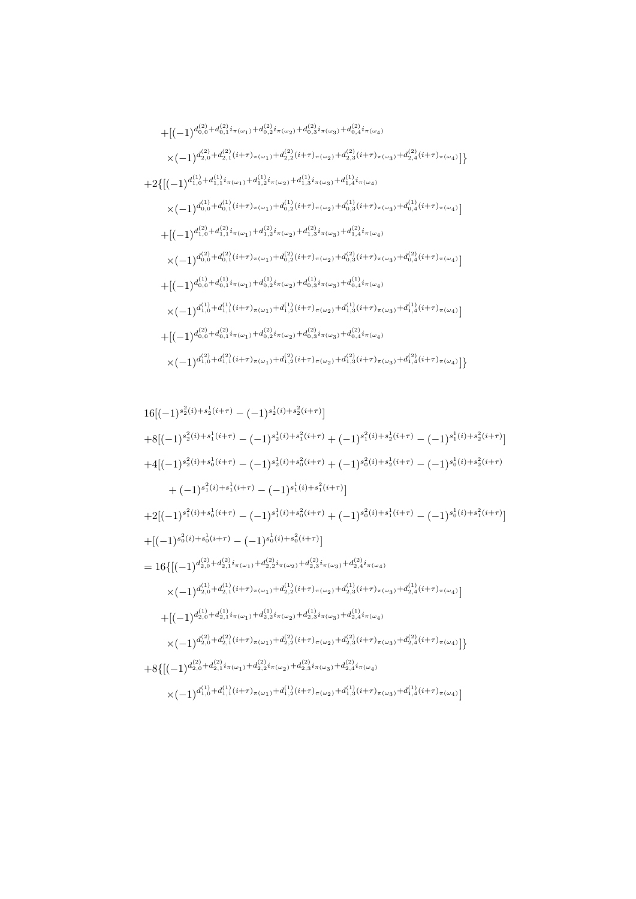$$
\begin{aligned}
&+[(-1)^{d^{(2)}_{0,0}+d^{(2)}_{0,1}i_{\pi(\omega_1)}+d^{(2)}_{0,2}i_{\pi(\omega_2)}+d^{(2)}_{0,3}i_{\pi(\omega_3)}+d^{(2)}_{0,4}i_{\pi(\omega_4)}}\\
&\quad\times(-1)^{d^{(2)}_{2,0}+d^{(2)}_{2,1}(i+\tau)_{\pi(\omega_1)}+d^{(2)}_{2,2}(i+\tau)_{\pi(\omega_2)}+d^{(2)}_{2,3}(i+\tau)_{\pi(\omega_3)}+d^{(2)}_{2,4}(i+\tau)_{\pi(\omega_4)}}]\}\\
&+2\{[(-1)^{d^{(1)}_{1,0}+d^{(1)}_{1,1}i_{\pi(\omega_1)}+d^{(1)}_{1,2}i_{\pi(\omega_2)}+d^{(1)}_{1,3}i_{\pi(\omega_3)}+d^{(1)}_{1,4}i_{\pi(\omega_4)}}\\
&\quad\times(-1)^{d^{(1)}_{0,0}+d^{(1)}_{0,1}(i+\tau)_{\pi(\omega_1)}+d^{(1)}_{0,2}(i+\tau)_{\pi(\omega_2)}+d^{(1)}_{0,3}(i+\tau)_{\pi(\omega_3)}+d^{(1)}_{0,4}(i+\tau)_{\pi(\omega_4)}}]\\
&\quad+[(-1)^{d^{(2)}_{1,0}+d^{(2)}_{1,1}i_{\pi(\omega_1)}+d^{(2)}_{1,2}i_{\pi(\omega_2)}+d^{(2)}_{1,3}i_{\pi(\omega_3)}+d^{(2)}_{1,4}i_{\pi(\omega_4)}}\\
&\quad\times(-1)^{d^{(2)}_{0,0}+d^{(2)}_{0,1}(i+\tau)_{\pi(\omega_1)}+d^{(2)}_{0,2}(i+\tau)_{\pi(\omega_2)}+d^{(2)}_{0,3}(i+\tau)_{\pi(\omega_3)}+d^{(2)}_{0,4}(i+\tau)_{\pi(\omega_4)}}]\\
&\quad+[(-1)^{d^{(1)}_{0,0}+d^{(1)}_{0,1}i_{\pi(\omega_1)}+d^{(1)}_{0,2}i_{\pi(\omega_2)}+d^{(1)}_{0,3}i_{\pi(\omega_3)}+d^{(1)}_{0,4}i_{\pi(\omega_4)}}\\
&\quad\times(-1)^{d^{(1)}_{1,0}+d^{(1)}_{1,1}(i+\tau)_{\pi(\omega_1)}+d^{(1)}_{1,2}(i+\tau)_{\pi(\omega_2)}+d^{(1)}_{1,3}(i+\tau)_{\pi(\omega_3)}+d^{(1)}_{1,4}(i+\tau)_{\pi(\omega_4)}}]\\
&\quad+[(-1)^{d^{(2)}_{0,0}+d^{(2)}_{0,1}i_{\pi(\omega_1)}+d^{(2)}_{0,2}i_{\pi(\omega_2)}+d^{(2)}_{0,3}i_{\pi(\omega_3)}+d^{(2)}_{0,4}i_{\pi(\omega_4)}}\\
&\quad\times(-1)^{d^{(2)}_{1,0}+d^{(2)}_{1,1}(i+\tau)_{\pi(\omega_1)}+d^{(2)}_{1,2}(i+\tau)_{\pi(\omega_2)}+d^{(2)}_{1,3}(i+\tau)_{\pi(\omega_3)}+d^{(2)}_{1,4}(i+\tau)_{\pi(\omega_4)}}]\}
\end{aligned}
$$

$$
\begin{aligned}
&16[(-1)^{s^2_2(i)+s^1_2(i+\tau)}-(-1)^{s^1_2(i)+s^2_2(i+\tau)}]\\
&+8[(-1)^{s^2_2(i)+s^1_1(i+\tau)}-(-1)^{s^1_2(i)+s^2_1(i+\tau)}+(-1)^{s^2_1(i)+s^1_2(i+\tau)}-(-1)^{s^1_1(i)+s^2_2(i+\tau)}]\\
&+4[(-1)^{s^2_2(i)+s^1_0(i+\tau)}-(-1)^{s^1_2(i)+s^2_0(i+\tau)}+(-1)^{s^2_0(i)+s^1_2(i+\tau)}-(-1)^{s^1_0(i)+s^2_2(i+\tau)}\\
&\qquad+(-1)^{s^2_1(i)+s^1_1(i+\tau)}-(-1)^{s^1_1(i)+s^2_1(i+\tau)}]\\
&+2[(-1)^{s^2_1(i)+s^1_0(i+\tau)}-(-1)^{s^1_1(i)+s^2_0(i+\tau)}+(-1)^{s^2_0(i)+s^1_1(i+\tau)}-(-1)^{s^1_0(i)+s^2_1(i+\tau)}]\\
&+[(-1)^{s^2_0(i)+s^1_0(i+\tau)}-(-1)^{s^1_0(i)+s^2_0(i+\tau)}]\\
&=16\{[(-1)^{d^{(2)}_{2,0}+d^{(2)}_{2,1}i_{\pi(\omega_1)}+d^{(2)}_{2,2}i_{\pi(\omega_2)}+d^{(2)}_{2,3}i_{\pi(\omega_3)}+d^{(2)}_{2,4}i_{\pi(\omega_4)}}\\
&\quad\times(-1)^{d^{(1)}_{2,0}+d^{(1)}_{2,1}(i+\tau)_{\pi(\omega_1)}+d^{(1)}_{2,2}(i+\tau)_{\pi(\omega_2)}+d^{(1)}_{2,3}(i+\tau)_{\pi(\omega_3)}+d^{(1)}_{2,4}(i+\tau)_{\pi(\omega_4)}}]\\
&\quad+[(-1)^{d^{(1)}_{2,0}+d^{(1)}_{2,1}i_{\pi(\omega_1)}+d^{(1)}_{2,2}i_{\pi(\omega_2)}+d^{(1)}_{2,3}i_{\pi(\omega_3)}+d^{(1)}_{2,4}i_{\pi(\omega_4)}}\\
&\quad\times(-1)^{d^{(2)}_{2,0}+d^{(2)}_{2,1}(i+\tau)_{\pi(\omega_1)}+d^{(2)}_{2,2}(i+\tau)_{\pi(\omega_2)}+d^{(2)}_{2,3}(i+\tau)_{\pi(\omega_3)}+d^{(2)}_{2,4}(i+\tau)_{\pi(\omega_4)}}]\}\\
&+8\{[(-1)^{d^{(2)}_{2,0}+d^{(2)}_{2,1}i_{\pi(\omega_1)}+d^{(2)}_{2,2}i_{\pi(\omega_2)}+d^{(2)}_{2,3}i_{\pi(\omega_3)}+d^{(2)}_{2,4}i_{\pi(\omega_4)}}\\
&\quad\times(-1)^{d^{(1)}_{1,0}+d^{(1)}_{1,1}(i+\tau)_{\pi(\omega_1)}+d^{(1)}_{1,2}(i+\tau)_{\pi(\omega_2)}+d^{(1)}_{1,3}(i+\tau)_{\pi(\omega_3)}+d^{(1)}_{1,4}(i+\tau)_{\pi(\omega_4)}}]
\end{aligned}
$$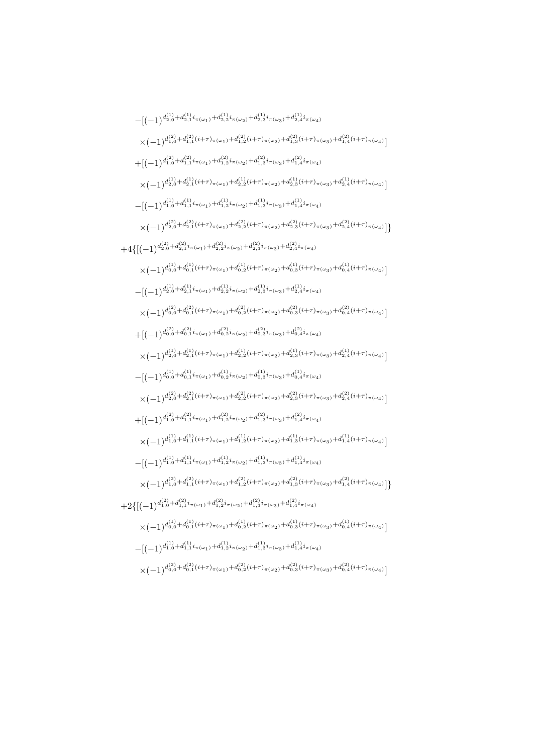$$
\begin{aligned}
&-[(-1)^{d_{2,0}^{(1)}+d_{2,1}^{(1)}i_{\pi(\omega_1)}+d_{2,2}^{(1)}i_{\pi(\omega_2)}+d_{2,3}^{(1)}i_{\pi(\omega_3)}+d_{2,4}^{(1)}i_{\pi(\omega_4)}} \\
&\quad\times(-1)^{d_{1,0}^{(2)}+d_{1,1}^{(2)}(i+\tau)_{\pi(\omega_1)}+d_{1,2}^{(2)}(i+\tau)_{\pi(\omega_2)}+d_{1,3}^{(2)}(i+\tau)_{\pi(\omega_3)}+d_{1,4}^{(2)}(i+\tau)_{\pi(\omega_4)}}] \\
&+[(-1)^{d_{1,0}^{(2)}+d_{1,1}^{(2)}i_{\pi(\omega_1)}+d_{1,2}^{(2)}i_{\pi(\omega_2)}+d_{1,3}^{(2)}i_{\pi(\omega_3)}+d_{1,4}^{(2)}i_{\pi(\omega_4)}} \\
&\quad\times(-1)^{d_{2,0}^{(1)}+d_{2,1}^{(1)}(i+\tau)_{\pi(\omega_1)}+d_{2,2}^{(1)}(i+\tau)_{\pi(\omega_2)}+d_{2,3}^{(1)}(i+\tau)_{\pi(\omega_3)}+d_{2,4}^{(1)}(i+\tau)_{\pi(\omega_4)}}] \\
&-[(-1)^{d_{1,0}^{(1)}+d_{1,1}^{(1)}i_{\pi(\omega_1)}+d_{1,2}^{(1)}i_{\pi(\omega_2)}+d_{1,3}^{(1)}i_{\pi(\omega_3)}+d_{1,4}^{(1)}i_{\pi(\omega_4)}} \\
&\quad\times(-1)^{d_{2,0}^{(2)}+d_{2,1}^{(2)}(i+\tau)_{\pi(\omega_1)}+d_{2,2}^{(2)}(i+\tau)_{\pi(\omega_2)}+d_{2,3}^{(2)}(i+\tau)_{\pi(\omega_3)}+d_{2,4}^{(2)}(i+\tau)_{\pi(\omega_4)}}]\} \\
&+4\{[(-1)^{d_{2,0}^{(2)}+d_{2,1}^{(2)}i_{\pi(\omega_1)}+d_{2,2}^{(2)}i_{\pi(\omega_2)}+d_{2,3}^{(2)}i_{\pi(\omega_3)}+d_{2,4}^{(2)}i_{\pi(\omega_4)}} \\
&\quad\times(-1)^{d_{0,0}^{(1)}+d_{0,1}^{(1)}(i+\tau)_{\pi(\omega_1)}+d_{0,2}^{(1)}(i+\tau)_{\pi(\omega_2)}+d_{0,3}^{(1)}(i+\tau)_{\pi(\omega_3)}+d_{0,4}^{(1)}(i+\tau)_{\pi(\omega_4)}}] \\
&-[(-1)^{d_{2,0}^{(1)}+d_{2,1}^{(1)}i_{\pi(\omega_1)}+d_{2,2}^{(1)}i_{\pi(\omega_2)}+d_{2,3}^{(1)}i_{\pi(\omega_3)}+d_{2,4}^{(1)}i_{\pi(\omega_4)}} \\
&\quad\times(-1)^{d_{0,0}^{(2)}+d_{0,1}^{(2)}(i+\tau)_{\pi(\omega_1)}+d_{0,2}^{(2)}(i+\tau)_{\pi(\omega_2)}+d_{0,3}^{(2)}(i+\tau)_{\pi(\omega_3)}+d_{0,4}^{(2)}(i+\tau)_{\pi(\omega_4)}}] \\
&+[(-1)^{d_{0,0}^{(2)}+d_{0,1}^{(2)}i_{\pi(\omega_1)}+d_{0,2}^{(2)}i_{\pi(\omega_2)}+d_{0,3}^{(2)}i_{\pi(\omega_3)}+d_{0,4}^{(2)}i_{\pi(\omega_4)}} \\
&\quad\times(-1)^{d_{2,0}^{(1)}+d_{2,1}^{(1)}(i+\tau)_{\pi(\omega_1)}+d_{2,2}^{(1)}(i+\tau)_{\pi(\omega_2)}+d_{2,3}^{(1)}(i+\tau)_{\pi(\omega_3)}+d_{2,4}^{(1)}(i+\tau)_{\pi(\omega_4)}}] \\
&-[(-1)^{d_{0,0}^{(1)}+d_{0,1}^{(1)}i_{\pi(\omega_1)}+d_{0,2}^{(1)}i_{\pi(\omega_2)}+d_{0,3}^{(1)}i_{\pi(\omega_3)}+d_{0,4}^{(1)}i_{\pi(\omega_4)}} \\
&\quad\times(-1)^{d_{2,0}^{(2)}+d_{2,1}^{(2)}(i+\tau)_{\pi(\omega_1)}+d_{2,2}^{(2)}(i+\tau)_{\pi(\omega_2)}+d_{2,3}^{(2)}(i+\tau)_{\pi(\omega_3)}+d_{2,4}^{(2)}(i+\tau)_{\pi(\omega_4)}}] \\
&+[(-1)^{d_{1,0}^{(2)}+d_{1,1}^{(2)}i_{\pi(\omega_1)}+d_{1,2}^{(2)}i_{\pi(\omega_2)}+d_{1,3}^{(2)}i_{\pi(\omega_3)}+d_{1,4}^{(2)}i_{\pi(\omega_4)}} \\
&\quad\times(-1)^{d_{1,0}^{(1)}+d_{1,1}^{(1)}(i+\tau)_{\pi(\omega_1)}+d_{1,2}^{(1)}(i+\tau)_{\pi(\omega_2)}+d_{1,3}^{(1)}(i+\tau)_{\pi(\omega_3)}+d_{1,4}^{(1)}(i+\tau)_{\pi(\omega_4)}}] \\
&-[(-1)^{d_{1,0}^{(1)}+d_{1,1}^{(1)}i_{\pi(\omega_1)}+d_{1,2}^{(1)}i_{\pi(\omega_2)}+d_{1,3}^{(1)}i_{\pi(\omega_3)}+d_{1,4}^{(1)}i_{\pi(\omega_4)}} \\
&\quad\times(-1)^{d_{1,0}^{(2)}+d_{1,1}^{(2)}(i+\tau)_{\pi(\omega_1)}+d_{1,2}^{(2)}(i+\tau)_{\pi(\omega_2)}+d_{1,3}^{(2)}(i+\tau)_{\pi(\omega_3)}+d_{1,4}^{(2)}(i+\tau)_{\pi(\omega_4)}}]\} \\
&+2\{[(-1)^{d_{1,0}^{(2)}+d_{1,1}^{(2)}i_{\pi(\omega_1)}+d_{1,2}^{(2)}i_{\pi(\omega_2)}+d_{1,3}^{(2)}i_{\pi(\omega_3)}+d_{1,4}^{(2)}i_{\pi(\omega_4)}} \\
&\quad\times(-1)^{d_{0,0}^{(1)}+d_{0,1}^{(1)}(i+\tau)_{\pi(\omega_1)}+d_{0,2}^{(1)}(i+\tau)_{\pi(\omega_2)}+d_{0,3}^{(1)}(i+\tau)_{\pi(\omega_3)}+d_{0,4}^{(1)}(i+\tau)_{\pi(\omega_4)}}] \\
&-[(-1)^{d_{1,0}^{(1)}+d_{1,1}^{(1)}i_{\pi(\omega_1)}+d_{1,2}^{(1)}i_{\pi(\omega_2)}+d_{1,3}^{(1)}i_{\pi(\omega_3)}+d_{1,4}^{(1)}i_{\pi(\omega_4)}} \\
&\quad\times(-1)^{d_{0,0}^{(2)}+d_{0,1}^{(2)}(i+\tau)_{\pi(\omega_1)}+d_{0,2}^{(2)}(i+\tau)_{\pi(\omega_2)}+d_{0,3}^{(2)}(i+\tau)_{\pi(\omega_3)}+d_{0,4}^{(2)}(i+\tau)_{\pi(\omega_4)}}]
\end{aligned}
$$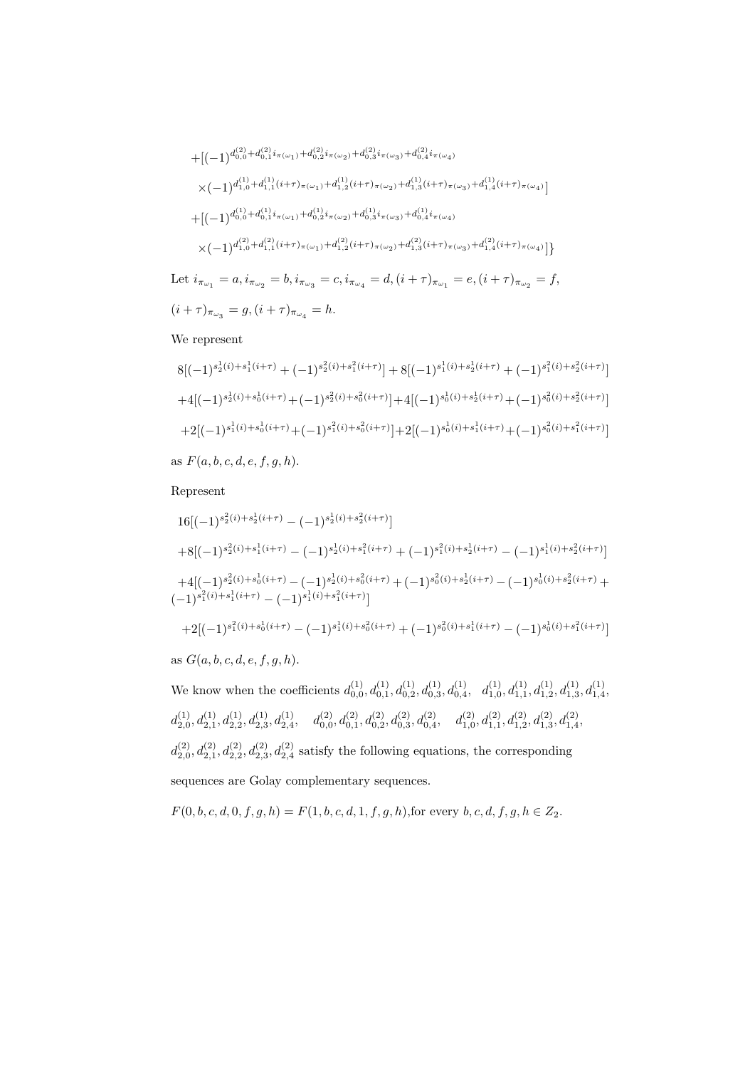$$+[(-1)^{d_{0,0}^{(2)}+d_{0,1}^{(2)}i_{\pi(\omega_1)}+d_{0,2}^{(2)}i_{\pi(\omega_2)}+d_{0,3}^{(2)}i_{\pi(\omega_3)}+d_{0,4}^{(2)}i_{\pi(\omega_4)}}$$

$$\times(-1)^{d_{1,0}^{(1)}+d_{1,1}^{(1)}(i+\tau)_{\pi(\omega_1)}+d_{1,2}^{(1)}(i+\tau)_{\pi(\omega_2)}+d_{1,3}^{(1)}(i+\tau)_{\pi(\omega_3)}+d_{1,4}^{(1)}(i+\tau)_{\pi(\omega_4)}}]$$

$$+[(-1)^{d_{0,0}^{(1)}+d_{0,1}^{(1)}i_{\pi(\omega_1)}+d_{0,2}^{(1)}i_{\pi(\omega_2)}+d_{0,3}^{(1)}i_{\pi(\omega_3)}+d_{0,4}^{(1)}i_{\pi(\omega_4)}}$$

$$\times(-1)^{d_{1,0}^{(2)}+d_{1,1}^{(2)}(i+\tau)_{\pi(\omega_1)}+d_{1,2}^{(2)}(i+\tau)_{\pi(\omega_2)}+d_{1,3}^{(2)}(i+\tau)_{\pi(\omega_3)}+d_{1,4}^{(2)}(i+\tau)_{\pi(\omega_4)}}]\}$$

Let $i_{\pi_{\omega_1}} = a, i_{\pi_{\omega_2}} = b, i_{\pi_{\omega_3}} = c, i_{\pi_{\omega_4}} = d, (i+\tau)_{\pi_{\omega_1}} = e, (i+\tau)_{\pi_{\omega_2}} = f,$

$(i+\tau)_{\pi_{\omega_3}} = g, (i+\tau)_{\pi_{\omega_4}} = h.$

We represent

$$8[(-1)^{s_2^1(i)+s_1^1(i+\tau)} + (-1)^{s_2^2(i)+s_1^2(i+\tau)}] + 8[(-1)^{s_1^1(i)+s_2^1(i+\tau)} + (-1)^{s_1^2(i)+s_2^2(i+\tau)}]$$

$$+4[(-1)^{s_2^1(i)+s_0^1(i+\tau)}+(-1)^{s_2^2(i)+s_0^2(i+\tau)}]+4[(-1)^{s_0^1(i)+s_2^1(i+\tau)}+(-1)^{s_0^2(i)+s_2^2(i+\tau)}]$$

$$+2[(-1)^{s_1^1(i)+s_0^1(i+\tau)}+(-1)^{s_1^2(i)+s_0^2(i+\tau)}]+2[(-1)^{s_0^1(i)+s_1^1(i+\tau)}+(-1)^{s_0^2(i)+s_1^2(i+\tau)}]$$

as $F(a, b, c, d, e, f, g, h)$.

Represent

$$16[(-1)^{s_2^2(i)+s_2^1(i+\tau)} - (-1)^{s_2^1(i)+s_2^2(i+\tau)}]$$

$$+8[(-1)^{s_2^2(i)+s_1^1(i+\tau)} - (-1)^{s_2^1(i)+s_1^2(i+\tau)} + (-1)^{s_1^2(i)+s_2^1(i+\tau)} - (-1)^{s_1^1(i)+s_2^2(i+\tau)}]$$

$$+4[(-1)^{s_2^2(i)+s_0^1(i+\tau)} - (-1)^{s_2^1(i)+s_0^2(i+\tau)} + (-1)^{s_0^2(i)+s_2^1(i+\tau)} - (-1)^{s_0^1(i)+s_2^2(i+\tau)} + (-1)^{s_1^2(i)+s_1^1(i+\tau)} - (-1)^{s_1^1(i)+s_1^2(i+\tau)}]$$

$$+2[(-1)^{s_1^2(i)+s_0^1(i+\tau)} - (-1)^{s_1^1(i)+s_0^2(i+\tau)} + (-1)^{s_0^2(i)+s_1^1(i+\tau)} - (-1)^{s_0^1(i)+s_1^2(i+\tau)}]$$

as $G(a, b, c, d, e, f, g, h)$.

We know when the coefficients $d_{0,0}^{(1)}, d_{0,1}^{(1)}, d_{0,2}^{(1)}, d_{0,3}^{(1)}, d_{0,4}^{(1)}, \quad d_{1,0}^{(1)}, d_{1,1}^{(1)}, d_{1,2}^{(1)}, d_{1,3}^{(1)}, d_{1,4}^{(1)},$

$d_{2,0}^{(1)}, d_{2,1}^{(1)}, d_{2,2}^{(1)}, d_{2,3}^{(1)}, d_{2,4}^{(1)}, \quad d_{0,0}^{(2)}, d_{0,1}^{(2)}, d_{0,2}^{(2)}, d_{0,3}^{(2)}, d_{0,4}^{(2)}, \quad d_{1,0}^{(2)}, d_{1,1}^{(2)}, d_{1,2}^{(2)}, d_{1,3}^{(2)}, d_{1,4}^{(2)},$

$d_{2,0}^{(2)}, d_{2,1}^{(2)}, d_{2,2}^{(2)}, d_{2,3}^{(2)}, d_{2,4}^{(2)}$ satisfy the following equations, the corresponding sequences are Golay complementary sequences.

$F(0, b, c, d, 0, f, g, h) = F(1, b, c, d, 1, f, g, h)$,for every $b, c, d, f, g, h \in Z_2$.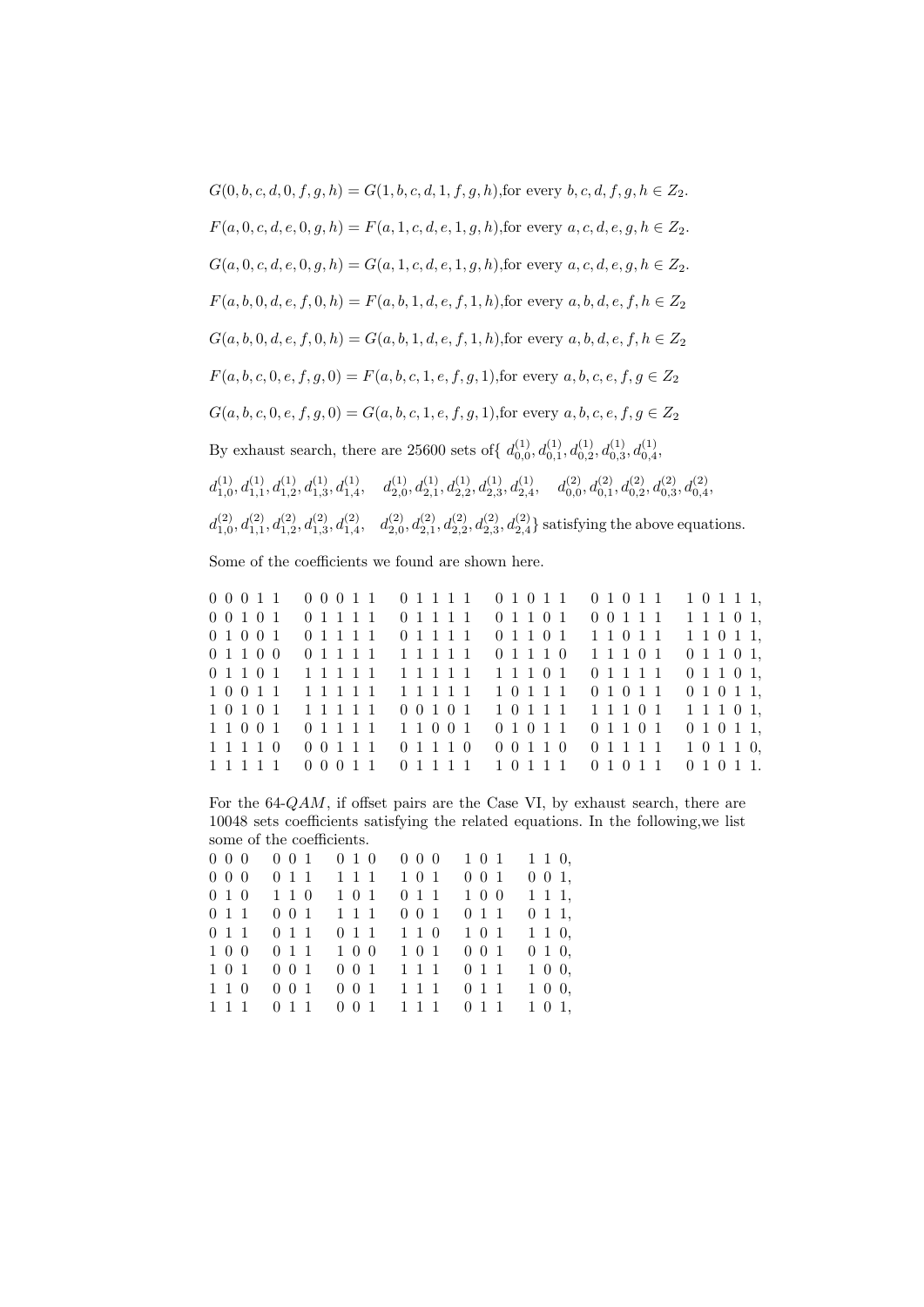$G(0, b, c, d, 0, f, g, h) = G(1, b, c, d, 1, f, g, h)$,for every $b, c, d, f, g, h \in Z_2$.

$F(a, 0, c, d, e, 0, g, h) = F(a, 1, c, d, e, 1, g, h)$,for every $a, c, d, e, g, h \in Z_2$.

$G(a, 0, c, d, e, 0, g, h) = G(a, 1, c, d, e, 1, g, h)$,for every $a, c, d, e, g, h \in Z_2$.

$F(a, b, 0, d, e, f, 0, h) = F(a, b, 1, d, e, f, 1, h)$,for every $a, b, d, e, f, h \in Z_2$

$G(a, b, 0, d, e, f, 0, h) = G(a, b, 1, d, e, f, 1, h)$,for every $a, b, d, e, f, h \in Z_2$

$F(a, b, c, 0, e, f, g, 0) = F(a, b, c, 1, e, f, g, 1)$,for every $a, b, c, e, f, g \in Z_2$

$G(a, b, c, 0, e, f, g, 0) = G(a, b, c, 1, e, f, g, 1)$,for every $a, b, c, e, f, g \in Z_2$

By exhaust search, there are 25600 sets of{ $d^{(1)}_{0,0}, d^{(1)}_{0,1}, d^{(1)}_{0,2}, d^{(1)}_{0,3}, d^{(1)}_{0,4}$, $d^{(1)}_{1,0}, d^{(1)}_{1,1}, d^{(1)}_{1,2}, d^{(1)}_{1,3}, d^{(1)}_{1,4}$, $d^{(1)}_{2,0}, d^{(1)}_{2,1}, d^{(1)}_{2,2}, d^{(1)}_{2,3}, d^{(1)}_{2,4}$, $d^{(2)}_{0,0}, d^{(2)}_{0,1}, d^{(2)}_{0,2}, d^{(2)}_{0,3}, d^{(2)}_{0,4}$, $d^{(2)}_{1,0}, d^{(2)}_{1,1}, d^{(2)}_{1,2}, d^{(2)}_{1,3}, d^{(2)}_{1,4}$, $d^{(2)}_{2,0}, d^{(2)}_{2,1}, d^{(2)}_{2,2}, d^{(2)}_{2,3}, d^{(2)}_{2,4}$} satisfying the above equations.

Some of the coefficients we found are shown here.

```
0 0 0 1 1   0 0 0 1 1   0 1 1 1 1   0 1 0 1 1   0 1 0 1 1   1 0 1 1 1,
0 0 1 0 1   0 1 1 1 1   0 1 1 1 1   0 1 1 0 1   0 0 1 1 1   1 1 1 0 1,
0 1 0 0 1   0 1 1 1 1   0 1 1 1 1   0 1 1 0 1   1 1 0 1 1   1 1 0 1 1,
0 1 1 0 0   0 1 1 1 1   1 1 1 1 1   0 1 1 1 0   1 1 1 0 1   0 1 1 0 1,
0 1 1 0 1   1 1 1 1 1   1 1 1 1 1   1 1 1 0 1   0 1 1 1 1   0 1 1 0 1,
1 0 0 1 1   1 1 1 1 1   1 1 1 1 1   1 0 1 1 1   0 1 0 1 1   0 1 0 1 1,
1 0 1 0 1   1 1 1 1 1   0 0 1 0 1   1 0 1 1 1   1 1 1 0 1   1 1 1 0 1,
1 1 0 0 1   0 1 1 1 1   1 1 0 0 1   0 1 0 1 1   0 1 1 0 1   0 1 0 1 1,
1 1 1 1 0   0 0 1 1 1   0 1 1 1 0   0 0 1 1 0   0 1 1 1 1   1 0 1 1 0,
1 1 1 1 1   0 0 0 1 1   0 1 1 1 1   1 0 1 1 1   0 1 0 1 1   0 1 0 1 1.
```

For the 64-$QAM$, if offset pairs are the Case VI, by exhaust search, there are 10048 sets coefficients satisfying the related equations. In the following,we list some of the coefficients.

```
0 0 0   0 0 1   0 1 0   0 0 0   1 0 1   1 1 0,
0 0 0   0 1 1   1 1 1   1 0 1   0 0 1   0 0 1,
0 1 0   1 1 0   1 0 1   0 1 1   1 0 0   1 1 1,
0 1 1   0 0 1   1 1 1   0 0 1   0 1 1   0 1 1,
0 1 1   0 1 1   0 1 1   1 1 0   1 0 1   1 1 0,
1 0 0   0 1 1   1 0 0   1 0 1   0 0 1   0 1 0,
1 0 1   0 0 1   0 0 1   1 1 1   0 1 1   1 0 0,
1 1 0   0 0 1   0 0 1   1 1 1   0 1 1   1 0 0,
1 1 1   0 1 1   0 0 1   1 1 1   0 1 1   1 0 1,
```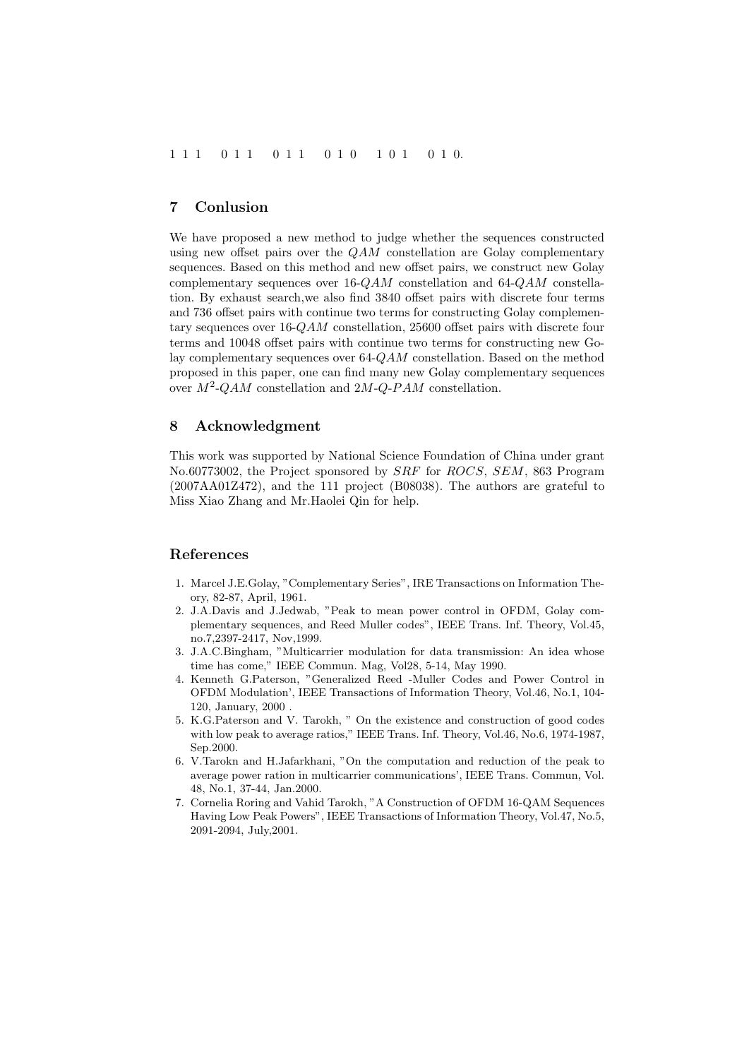1 1 1  0 1 1  0 1 1  0 1 0  1 0 1  0 1 0.

## 7 Conlusion

We have proposed a new method to judge whether the sequences constructed using new offset pairs over the $QAM$ constellation are Golay complementary sequences. Based on this method and new offset pairs, we construct new Golay complementary sequences over 16-$QAM$ constellation and 64-$QAM$ constellation. By exhaust search,we also find 3840 offset pairs with discrete four terms and 736 offset pairs with continue two terms for constructing Golay complementary sequences over 16-$QAM$ constellation, 25600 offset pairs with discrete four terms and 10048 offset pairs with continue two terms for constructing new Golay complementary sequences over 64-$QAM$ constellation. Based on the method proposed in this paper, one can find many new Golay complementary sequences over $M^2$-$QAM$ constellation and $2M$-$Q$-$PAM$ constellation.

## 8 Acknowledgment

This work was supported by National Science Foundation of China under grant No.60773002, the Project sponsored by $SRF$ for $ROCS$, $SEM$, 863 Program (2007AA01Z472), and the 111 project (B08038). The authors are grateful to Miss Xiao Zhang and Mr.Haolei Qin for help.

## References

1. Marcel J.E.Golay, "Complementary Series", IRE Transactions on Information Theory, 82-87, April, 1961.
2. J.A.Davis and J.Jedwab, "Peak to mean power control in OFDM, Golay complementary sequences, and Reed Muller codes", IEEE Trans. Inf. Theory, Vol.45, no.7,2397-2417, Nov,1999.
3. J.A.C.Bingham, "Multicarrier modulation for data transmission: An idea whose time has come," IEEE Commun. Mag, Vol28, 5-14, May 1990.
4. Kenneth G.Paterson, "Generalized Reed -Muller Codes and Power Control in OFDM Modulation', IEEE Transactions of Information Theory, Vol.46, No.1, 104-120, January, 2000 .
5. K.G.Paterson and V. Tarokh, " On the existence and construction of good codes with low peak to average ratios," IEEE Trans. Inf. Theory, Vol.46, No.6, 1974-1987, Sep.2000.
6. V.Tarokn and H.Jafarkhani, "On the computation and reduction of the peak to average power ration in multicarrier communications', IEEE Trans. Commun, Vol. 48, No.1, 37-44, Jan.2000.
7. Cornelia Roring and Vahid Tarokh, "A Construction of OFDM 16-QAM Sequences Having Low Peak Powers", IEEE Transactions of Information Theory, Vol.47, No.5, 2091-2094, July,2001.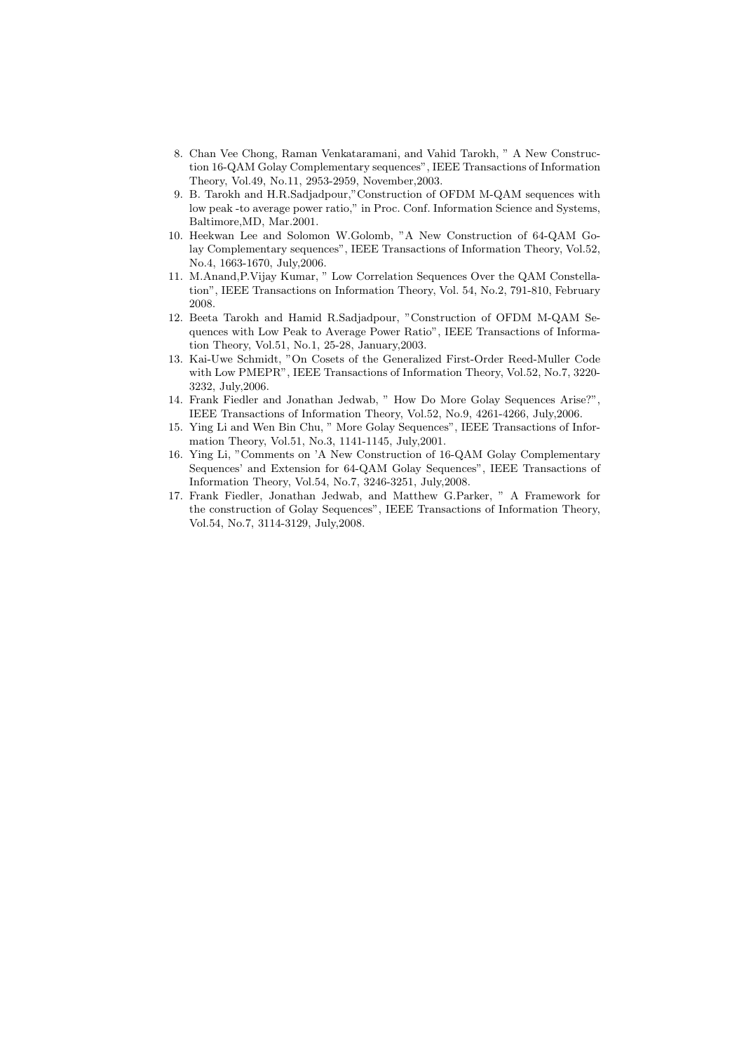8. Chan Vee Chong, Raman Venkataramani, and Vahid Tarokh, " A New Construction 16-QAM Golay Complementary sequences", IEEE Transactions of Information Theory, Vol.49, No.11, 2953-2959, November,2003.
9. B. Tarokh and H.R.Sadjadpour,"Construction of OFDM M-QAM sequences with low peak -to average power ratio," in Proc. Conf. Information Science and Systems, Baltimore,MD, Mar.2001.
10. Heekwan Lee and Solomon W.Golomb, "A New Construction of 64-QAM Golay Complementary sequences", IEEE Transactions of Information Theory, Vol.52, No.4, 1663-1670, July,2006.
11. M.Anand,P.Vijay Kumar, " Low Correlation Sequences Over the QAM Constellation", IEEE Transactions on Information Theory, Vol. 54, No.2, 791-810, February 2008.
12. Beeta Tarokh and Hamid R.Sadjadpour, "Construction of OFDM M-QAM Sequences with Low Peak to Average Power Ratio", IEEE Transactions of Information Theory, Vol.51, No.1, 25-28, January,2003.
13. Kai-Uwe Schmidt, "On Cosets of the Generalized First-Order Reed-Muller Code with Low PMEPR", IEEE Transactions of Information Theory, Vol.52, No.7, 3220-3232, July,2006.
14. Frank Fiedler and Jonathan Jedwab, " How Do More Golay Sequences Arise?", IEEE Transactions of Information Theory, Vol.52, No.9, 4261-4266, July,2006.
15. Ying Li and Wen Bin Chu, " More Golay Sequences", IEEE Transactions of Information Theory, Vol.51, No.3, 1141-1145, July,2001.
16. Ying Li, "Comments on 'A New Construction of 16-QAM Golay Complementary Sequences' and Extension for 64-QAM Golay Sequences", IEEE Transactions of Information Theory, Vol.54, No.7, 3246-3251, July,2008.
17. Frank Fiedler, Jonathan Jedwab, and Matthew G.Parker, " A Framework for the construction of Golay Sequences", IEEE Transactions of Information Theory, Vol.54, No.7, 3114-3129, July,2008.